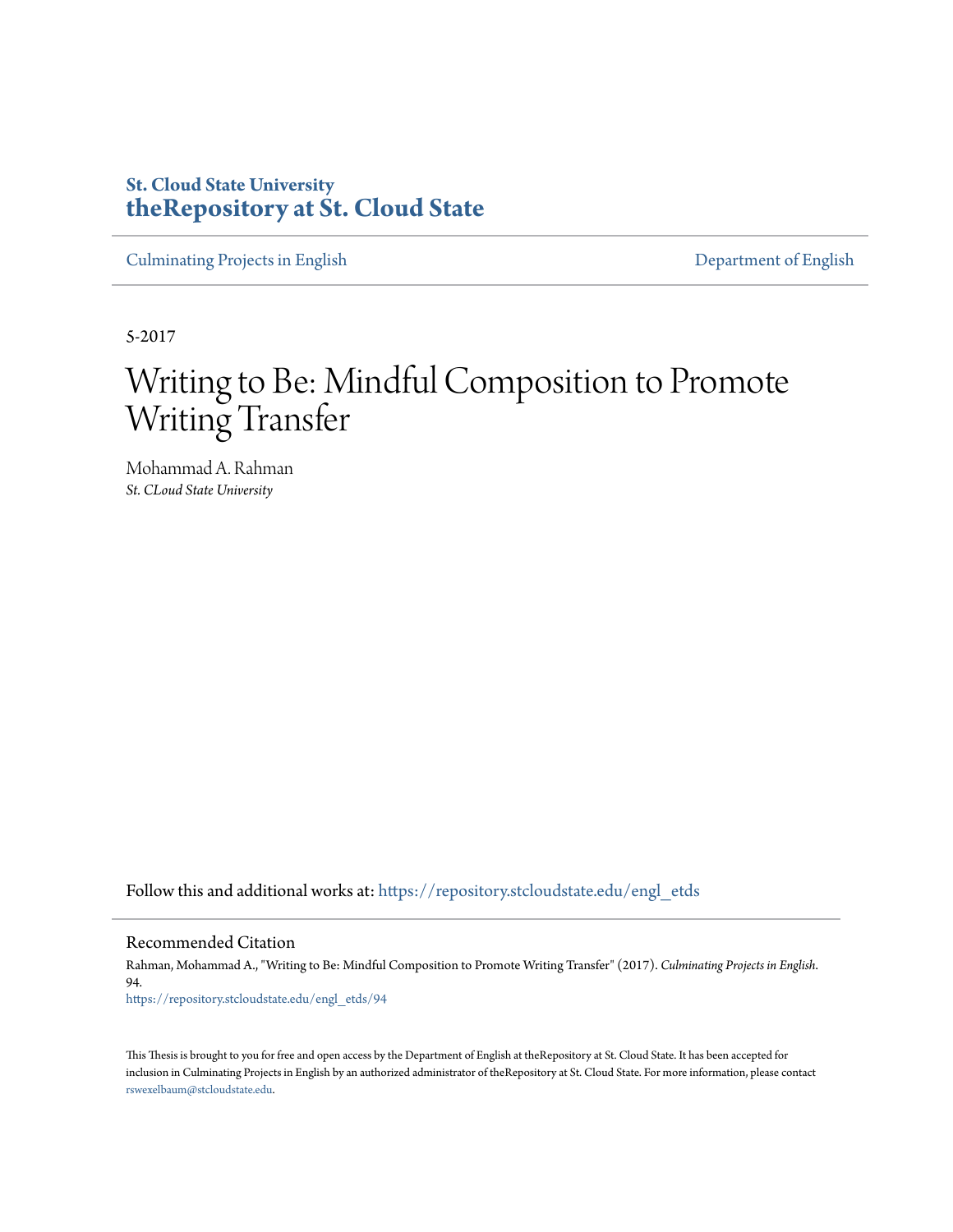**St. Cloud State University**
**theRepository at St. Cloud State**

Culminating Projects in English | Department of English

5-2017

# Writing to Be: Mindful Composition to Promote Writing Transfer

Mohammad A. Rahman
*St. CLoud State University*

Follow this and additional works at: https://repository.stcloudstate.edu/engl_etds

## Recommended Citation

Rahman, Mohammad A., "Writing to Be: Mindful Composition to Promote Writing Transfer" (2017). *Culminating Projects in English*. 94.
https://repository.stcloudstate.edu/engl_etds/94

This Thesis is brought to you for free and open access by the Department of English at theRepository at St. Cloud State. It has been accepted for inclusion in Culminating Projects in English by an authorized administrator of theRepository at St. Cloud State. For more information, please contact rswexelbaum@stcloudstate.edu.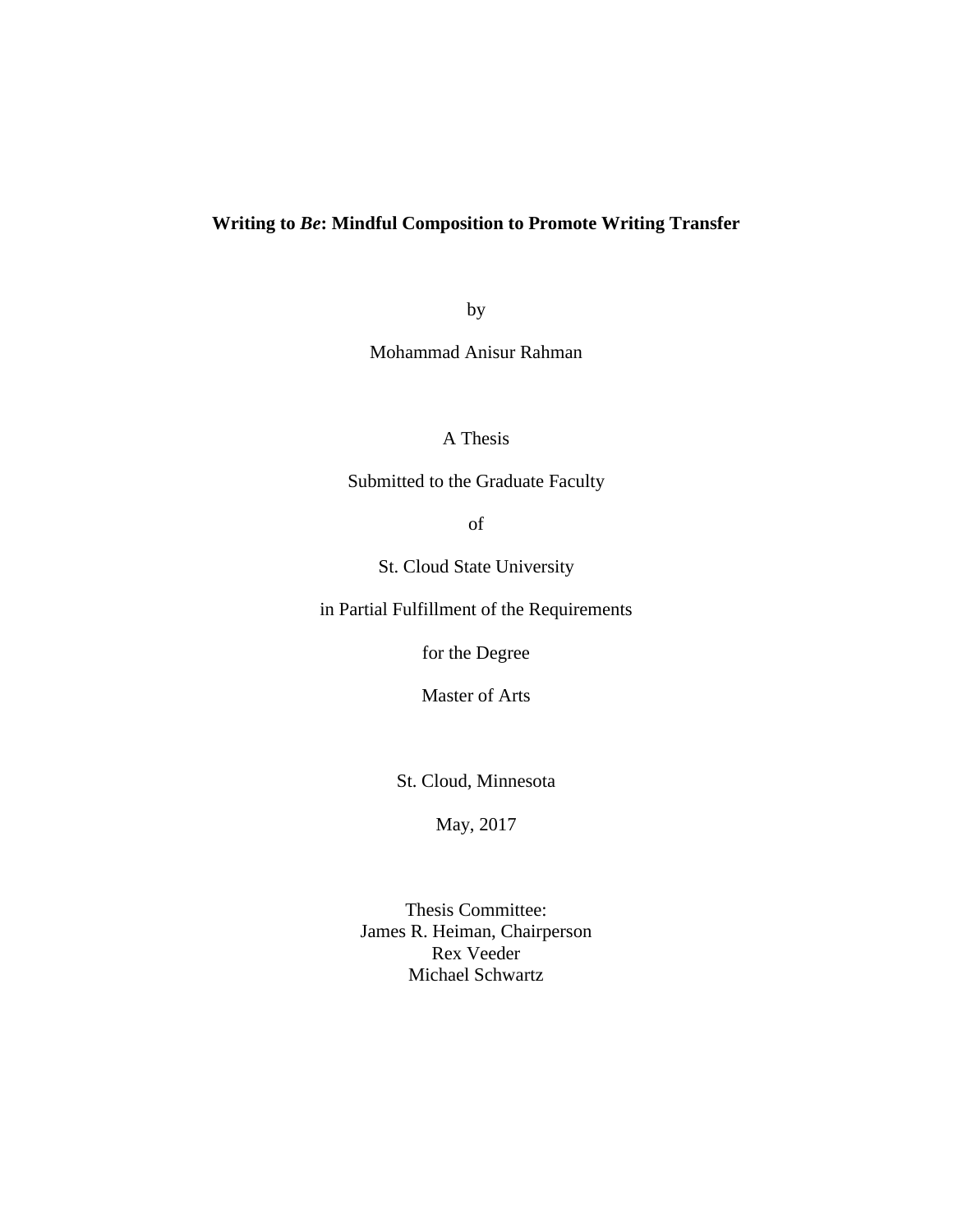**Writing to *Be*: Mindful Composition to Promote Writing Transfer**

by

Mohammad Anisur Rahman

A Thesis

Submitted to the Graduate Faculty

of

St. Cloud State University

in Partial Fulfillment of the Requirements

for the Degree

Master of Arts

St. Cloud, Minnesota

May, 2017

Thesis Committee:
James R. Heiman, Chairperson
Rex Veeder
Michael Schwartz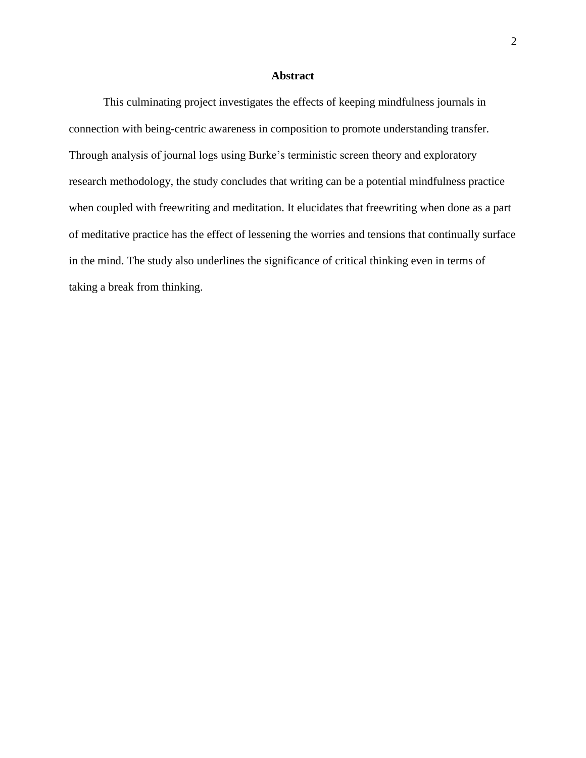# Abstract

This culminating project investigates the effects of keeping mindfulness journals in connection with being-centric awareness in composition to promote understanding transfer. Through analysis of journal logs using Burke's terministic screen theory and exploratory research methodology, the study concludes that writing can be a potential mindfulness practice when coupled with freewriting and meditation. It elucidates that freewriting when done as a part of meditative practice has the effect of lessening the worries and tensions that continually surface in the mind. The study also underlines the significance of critical thinking even in terms of taking a break from thinking.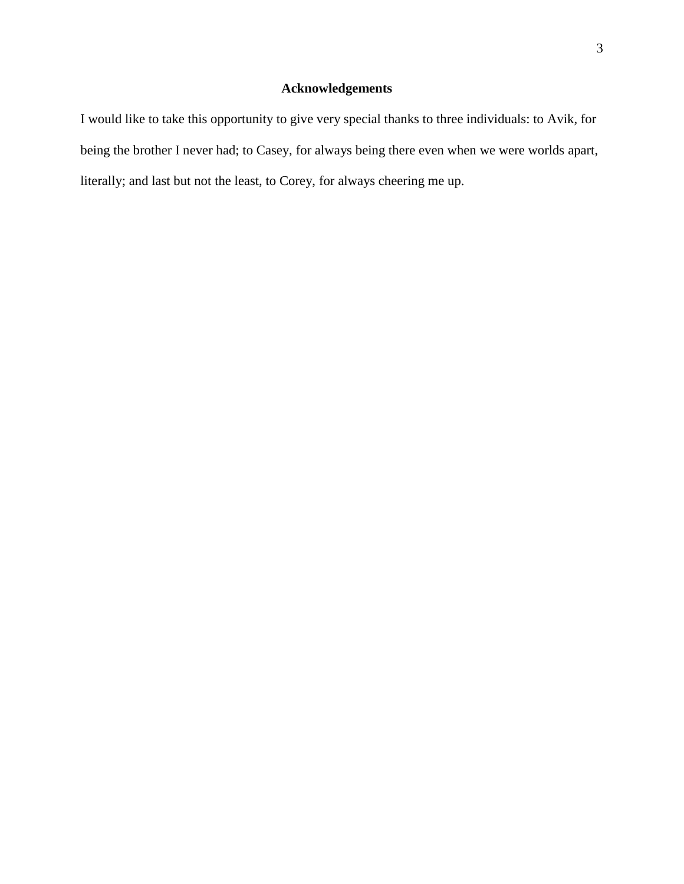## Acknowledgements

I would like to take this opportunity to give very special thanks to three individuals: to Avik, for being the brother I never had; to Casey, for always being there even when we were worlds apart, literally; and last but not the least, to Corey, for always cheering me up.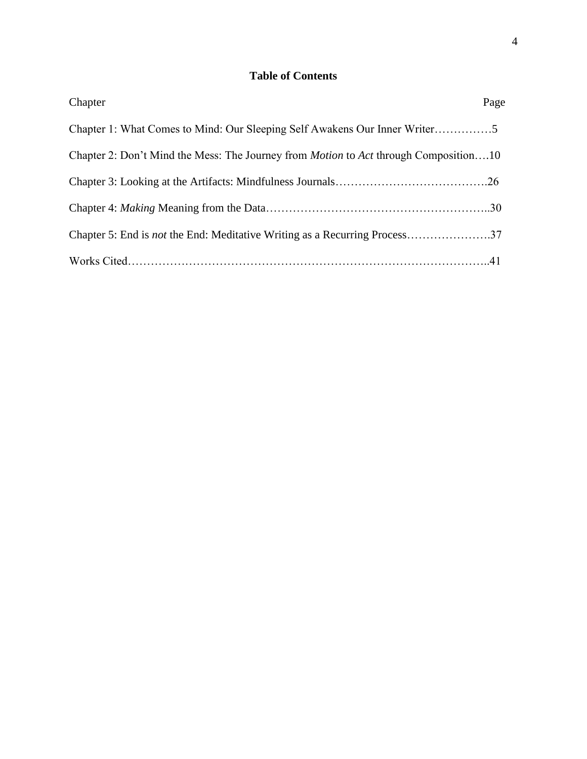# Table of Contents

| Chapter | Page |
| --- | --- |
| Chapter 1: What Comes to Mind: Our Sleeping Self Awakens Our Inner Writer | 5 |
| Chapter 2: Don't Mind the Mess: The Journey from *Motion* to *Act* through Composition | 10 |
| Chapter 3: Looking at the Artifacts: Mindfulness Journals | 26 |
| Chapter 4: *Making* Meaning from the Data | 30 |
| Chapter 5: End is *not* the End: Meditative Writing as a Recurring Process | 37 |
| Works Cited | 41 |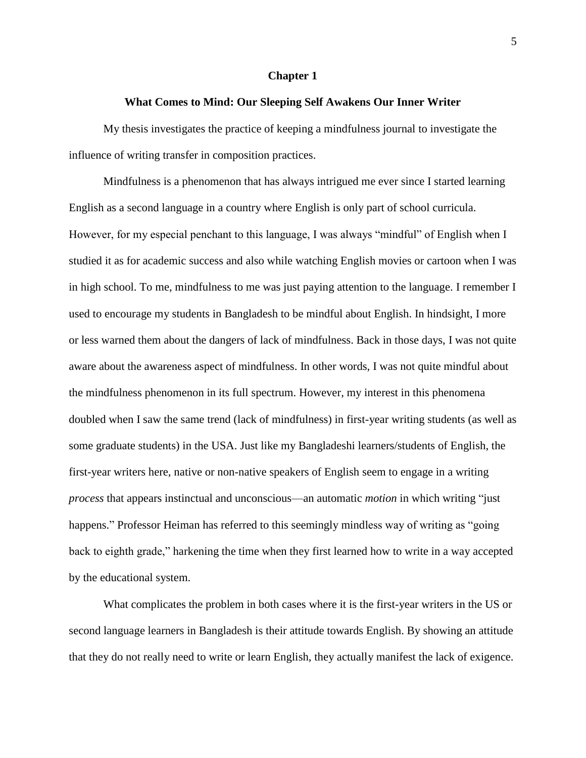# Chapter 1

## What Comes to Mind: Our Sleeping Self Awakens Our Inner Writer

My thesis investigates the practice of keeping a mindfulness journal to investigate the influence of writing transfer in composition practices.

Mindfulness is a phenomenon that has always intrigued me ever since I started learning English as a second language in a country where English is only part of school curricula. However, for my especial penchant to this language, I was always "mindful" of English when I studied it as for academic success and also while watching English movies or cartoon when I was in high school. To me, mindfulness to me was just paying attention to the language. I remember I used to encourage my students in Bangladesh to be mindful about English. In hindsight, I more or less warned them about the dangers of lack of mindfulness. Back in those days, I was not quite aware about the awareness aspect of mindfulness. In other words, I was not quite mindful about the mindfulness phenomenon in its full spectrum. However, my interest in this phenomena doubled when I saw the same trend (lack of mindfulness) in first-year writing students (as well as some graduate students) in the USA. Just like my Bangladeshi learners/students of English, the first-year writers here, native or non-native speakers of English seem to engage in a writing *process* that appears instinctual and unconscious—an automatic *motion* in which writing "just happens." Professor Heiman has referred to this seemingly mindless way of writing as "going back to eighth grade," harkening the time when they first learned how to write in a way accepted by the educational system.

What complicates the problem in both cases where it is the first-year writers in the US or second language learners in Bangladesh is their attitude towards English. By showing an attitude that they do not really need to write or learn English, they actually manifest the lack of exigence.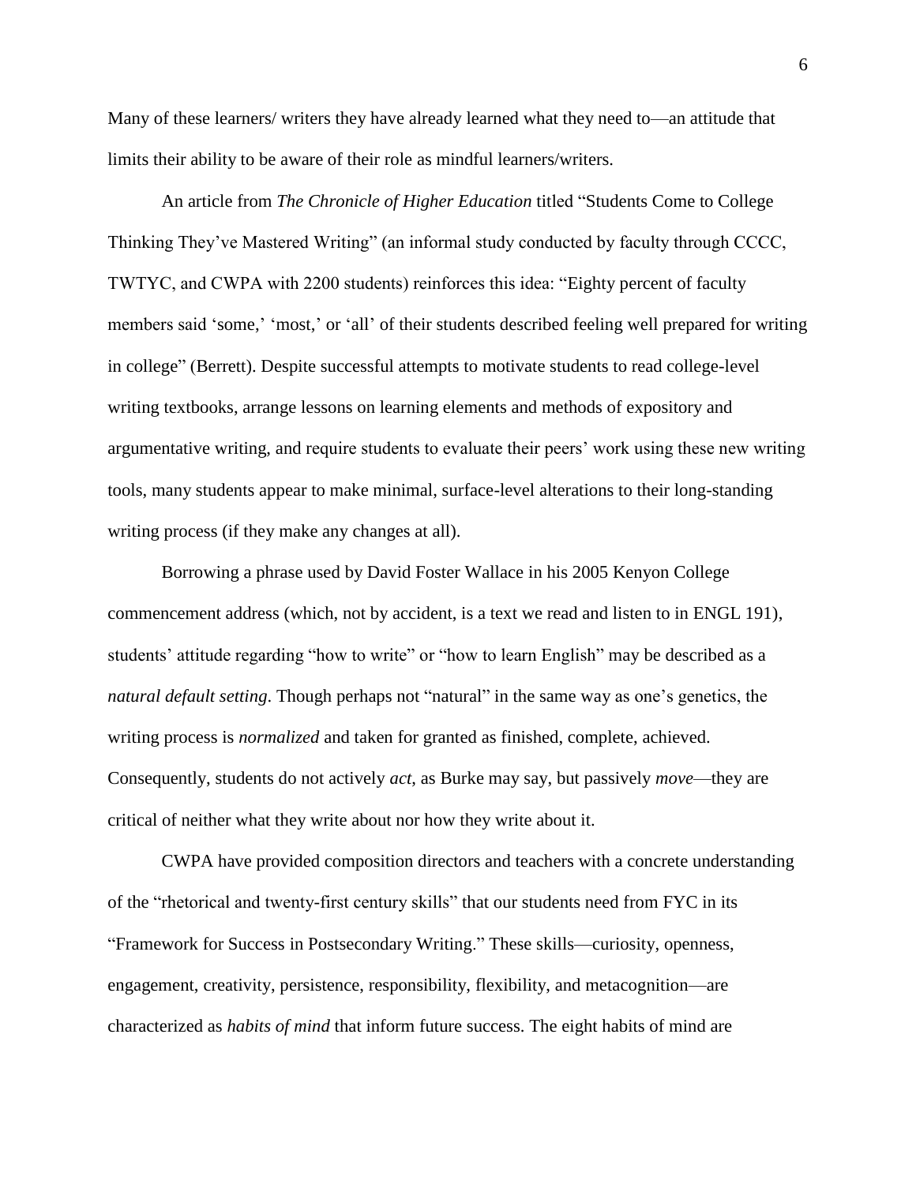Many of these learners/ writers they have already learned what they need to—an attitude that limits their ability to be aware of their role as mindful learners/writers.

An article from *The Chronicle of Higher Education* titled "Students Come to College Thinking They've Mastered Writing" (an informal study conducted by faculty through CCCC, TWTYC, and CWPA with 2200 students) reinforces this idea: "Eighty percent of faculty members said 'some,' 'most,' or 'all' of their students described feeling well prepared for writing in college" (Berrett). Despite successful attempts to motivate students to read college-level writing textbooks, arrange lessons on learning elements and methods of expository and argumentative writing, and require students to evaluate their peers' work using these new writing tools, many students appear to make minimal, surface-level alterations to their long-standing writing process (if they make any changes at all).

Borrowing a phrase used by David Foster Wallace in his 2005 Kenyon College commencement address (which, not by accident, is a text we read and listen to in ENGL 191), students' attitude regarding "how to write" or "how to learn English" may be described as a *natural default setting*. Though perhaps not "natural" in the same way as one's genetics, the writing process is *normalized* and taken for granted as finished, complete, achieved. Consequently, students do not actively *act*, as Burke may say, but passively *move*—they are critical of neither what they write about nor how they write about it.

CWPA have provided composition directors and teachers with a concrete understanding of the "rhetorical and twenty-first century skills" that our students need from FYC in its "Framework for Success in Postsecondary Writing." These skills—curiosity, openness, engagement, creativity, persistence, responsibility, flexibility, and metacognition—are characterized as *habits of mind* that inform future success. The eight habits of mind are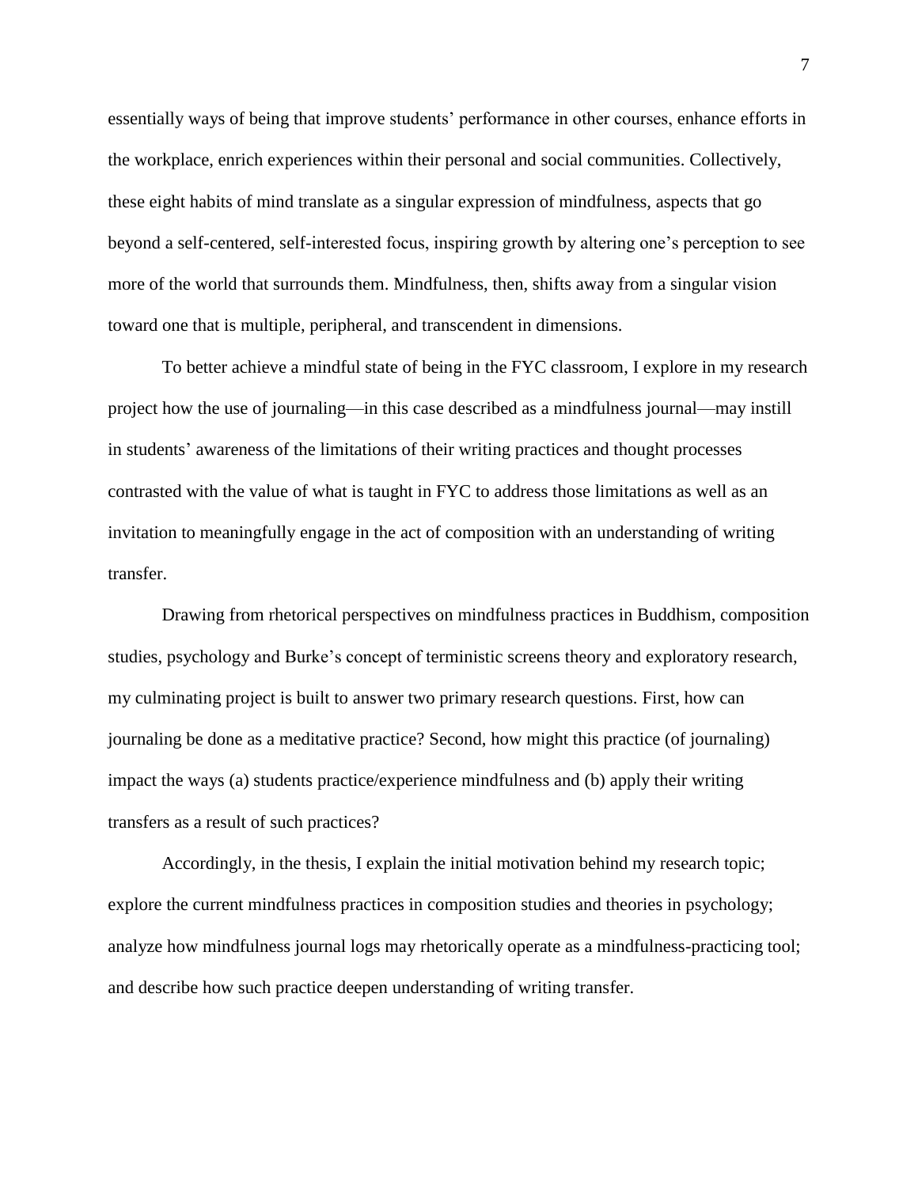essentially ways of being that improve students' performance in other courses, enhance efforts in the workplace, enrich experiences within their personal and social communities. Collectively, these eight habits of mind translate as a singular expression of mindfulness, aspects that go beyond a self-centered, self-interested focus, inspiring growth by altering one's perception to see more of the world that surrounds them. Mindfulness, then, shifts away from a singular vision toward one that is multiple, peripheral, and transcendent in dimensions.

To better achieve a mindful state of being in the FYC classroom, I explore in my research project how the use of journaling—in this case described as a mindfulness journal—may instill in students' awareness of the limitations of their writing practices and thought processes contrasted with the value of what is taught in FYC to address those limitations as well as an invitation to meaningfully engage in the act of composition with an understanding of writing transfer.

Drawing from rhetorical perspectives on mindfulness practices in Buddhism, composition studies, psychology and Burke's concept of terministic screens theory and exploratory research, my culminating project is built to answer two primary research questions. First, how can journaling be done as a meditative practice? Second, how might this practice (of journaling) impact the ways (a) students practice/experience mindfulness and (b) apply their writing transfers as a result of such practices?

Accordingly, in the thesis, I explain the initial motivation behind my research topic; explore the current mindfulness practices in composition studies and theories in psychology; analyze how mindfulness journal logs may rhetorically operate as a mindfulness-practicing tool; and describe how such practice deepen understanding of writing transfer.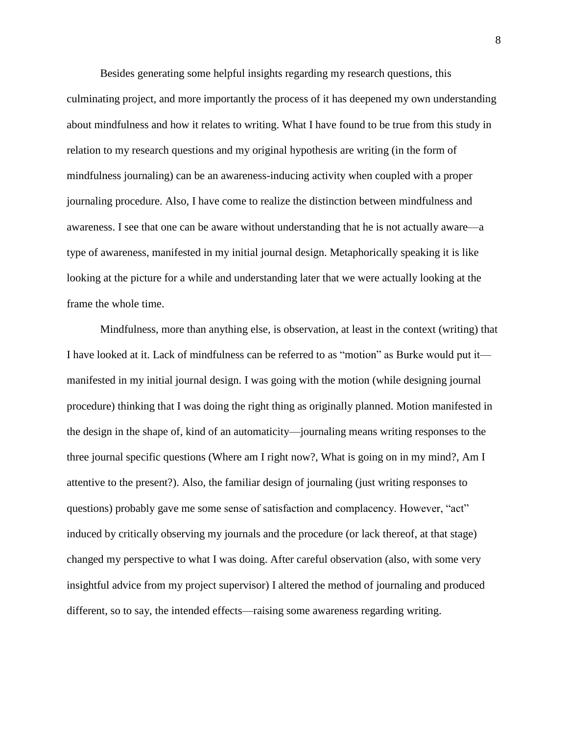Besides generating some helpful insights regarding my research questions, this culminating project, and more importantly the process of it has deepened my own understanding about mindfulness and how it relates to writing. What I have found to be true from this study in relation to my research questions and my original hypothesis are writing (in the form of mindfulness journaling) can be an awareness-inducing activity when coupled with a proper journaling procedure. Also, I have come to realize the distinction between mindfulness and awareness. I see that one can be aware without understanding that he is not actually aware—a type of awareness, manifested in my initial journal design. Metaphorically speaking it is like looking at the picture for a while and understanding later that we were actually looking at the frame the whole time.

Mindfulness, more than anything else, is observation, at least in the context (writing) that I have looked at it. Lack of mindfulness can be referred to as "motion" as Burke would put it—manifested in my initial journal design. I was going with the motion (while designing journal procedure) thinking that I was doing the right thing as originally planned. Motion manifested in the design in the shape of, kind of an automaticity—journaling means writing responses to the three journal specific questions (Where am I right now?, What is going on in my mind?, Am I attentive to the present?). Also, the familiar design of journaling (just writing responses to questions) probably gave me some sense of satisfaction and complacency. However, "act" induced by critically observing my journals and the procedure (or lack thereof, at that stage) changed my perspective to what I was doing. After careful observation (also, with some very insightful advice from my project supervisor) I altered the method of journaling and produced different, so to say, the intended effects—raising some awareness regarding writing.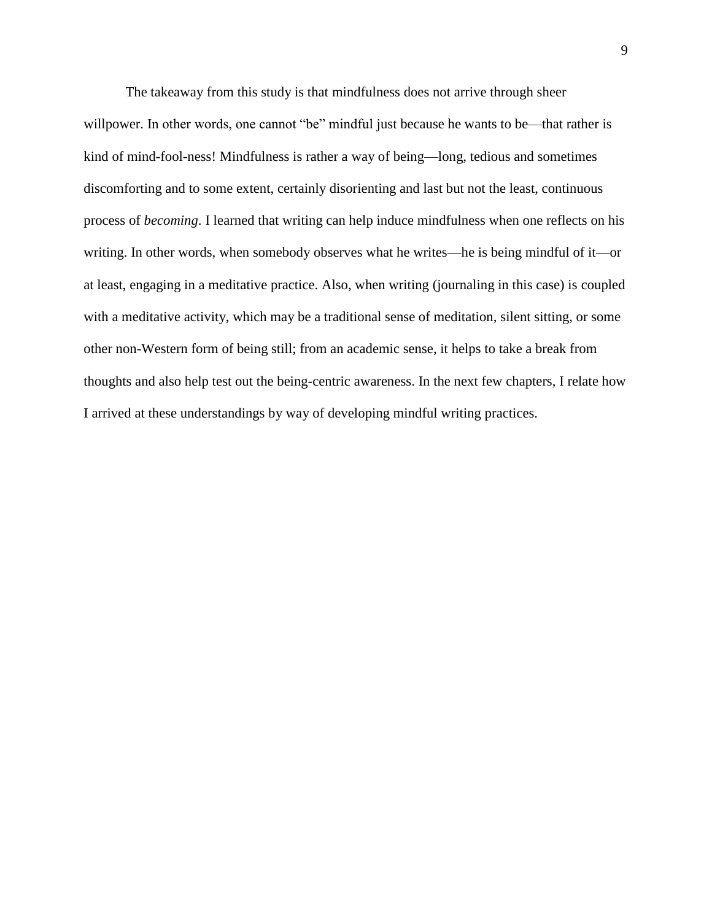The takeaway from this study is that mindfulness does not arrive through sheer willpower. In other words, one cannot "be" mindful just because he wants to be—that rather is kind of mind-fool-ness! Mindfulness is rather a way of being—long, tedious and sometimes discomforting and to some extent, certainly disorienting and last but not the least, continuous process of *becoming*. I learned that writing can help induce mindfulness when one reflects on his writing. In other words, when somebody observes what he writes—he is being mindful of it—or at least, engaging in a meditative practice. Also, when writing (journaling in this case) is coupled with a meditative activity, which may be a traditional sense of meditation, silent sitting, or some other non-Western form of being still; from an academic sense, it helps to take a break from thoughts and also help test out the being-centric awareness. In the next few chapters, I relate how I arrived at these understandings by way of developing mindful writing practices.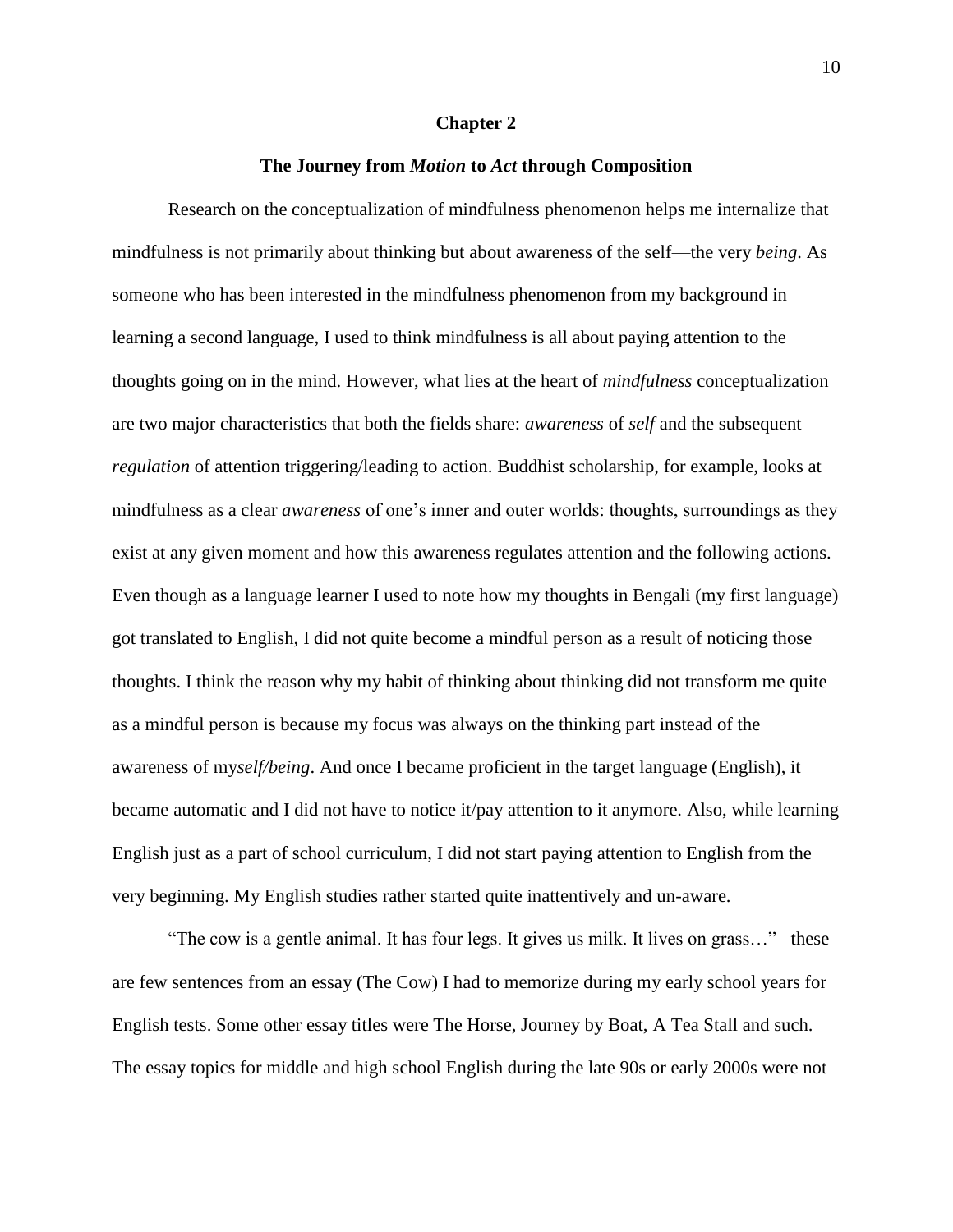## Chapter 2

### The Journey from *Motion* to *Act* through Composition

Research on the conceptualization of mindfulness phenomenon helps me internalize that mindfulness is not primarily about thinking but about awareness of the self—the very *being*. As someone who has been interested in the mindfulness phenomenon from my background in learning a second language, I used to think mindfulness is all about paying attention to the thoughts going on in the mind. However, what lies at the heart of *mindfulness* conceptualization are two major characteristics that both the fields share: *awareness* of *self* and the subsequent *regulation* of attention triggering/leading to action. Buddhist scholarship, for example, looks at mindfulness as a clear *awareness* of one's inner and outer worlds: thoughts, surroundings as they exist at any given moment and how this awareness regulates attention and the following actions. Even though as a language learner I used to note how my thoughts in Bengali (my first language) got translated to English, I did not quite become a mindful person as a result of noticing those thoughts. I think the reason why my habit of thinking about thinking did not transform me quite as a mindful person is because my focus was always on the thinking part instead of the awareness of my*self/being*. And once I became proficient in the target language (English), it became automatic and I did not have to notice it/pay attention to it anymore. Also, while learning English just as a part of school curriculum, I did not start paying attention to English from the very beginning. My English studies rather started quite inattentively and un-aware.

"The cow is a gentle animal. It has four legs. It gives us milk. It lives on grass…" –these are few sentences from an essay (The Cow) I had to memorize during my early school years for English tests. Some other essay titles were The Horse, Journey by Boat, A Tea Stall and such. The essay topics for middle and high school English during the late 90s or early 2000s were not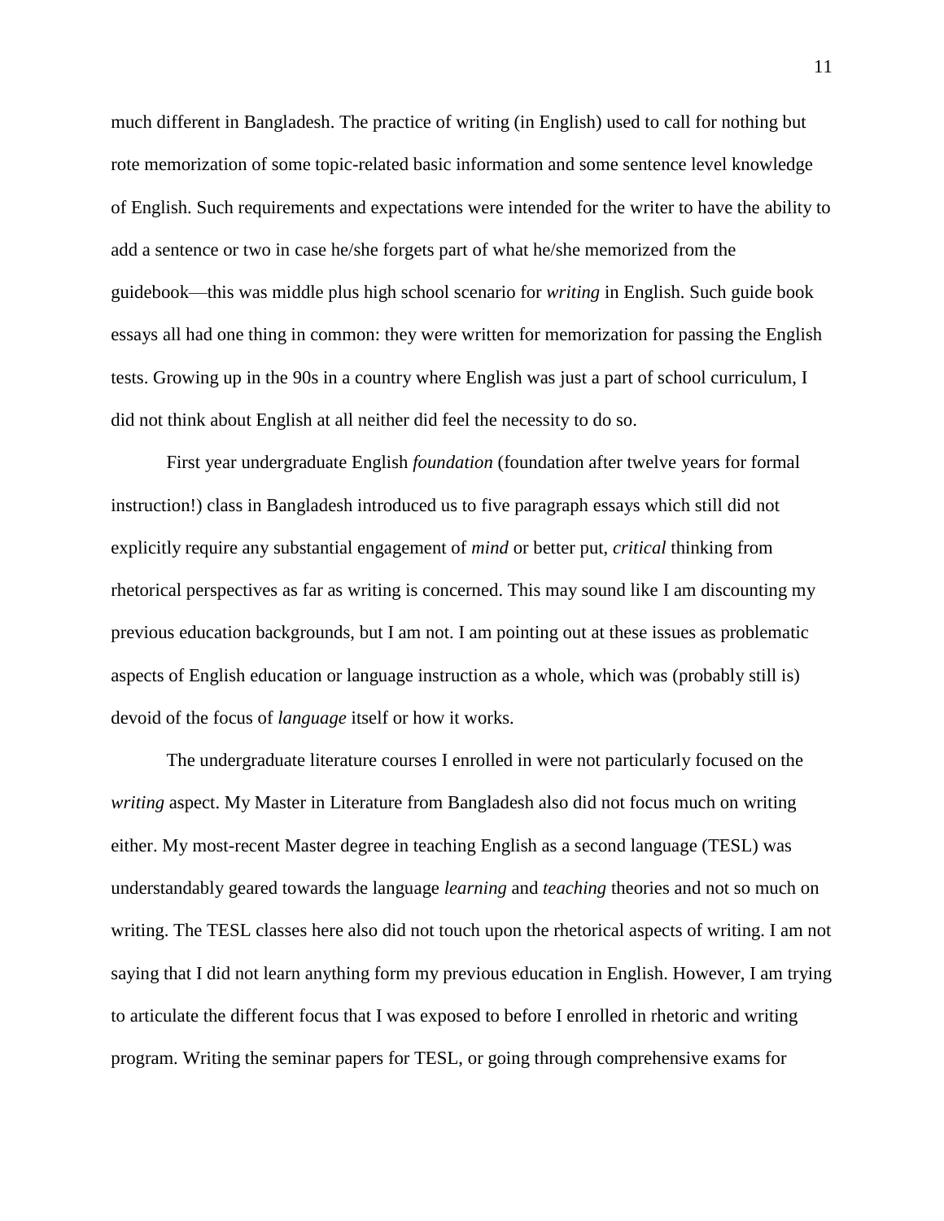much different in Bangladesh. The practice of writing (in English) used to call for nothing but rote memorization of some topic-related basic information and some sentence level knowledge of English. Such requirements and expectations were intended for the writer to have the ability to add a sentence or two in case he/she forgets part of what he/she memorized from the guidebook—this was middle plus high school scenario for *writing* in English. Such guide book essays all had one thing in common: they were written for memorization for passing the English tests. Growing up in the 90s in a country where English was just a part of school curriculum, I did not think about English at all neither did feel the necessity to do so.

First year undergraduate English *foundation* (foundation after twelve years for formal instruction!) class in Bangladesh introduced us to five paragraph essays which still did not explicitly require any substantial engagement of *mind* or better put, *critical* thinking from rhetorical perspectives as far as writing is concerned. This may sound like I am discounting my previous education backgrounds, but I am not. I am pointing out at these issues as problematic aspects of English education or language instruction as a whole, which was (probably still is) devoid of the focus of *language* itself or how it works.

The undergraduate literature courses I enrolled in were not particularly focused on the *writing* aspect. My Master in Literature from Bangladesh also did not focus much on writing either. My most-recent Master degree in teaching English as a second language (TESL) was understandably geared towards the language *learning* and *teaching* theories and not so much on writing. The TESL classes here also did not touch upon the rhetorical aspects of writing. I am not saying that I did not learn anything form my previous education in English. However, I am trying to articulate the different focus that I was exposed to before I enrolled in rhetoric and writing program. Writing the seminar papers for TESL, or going through comprehensive exams for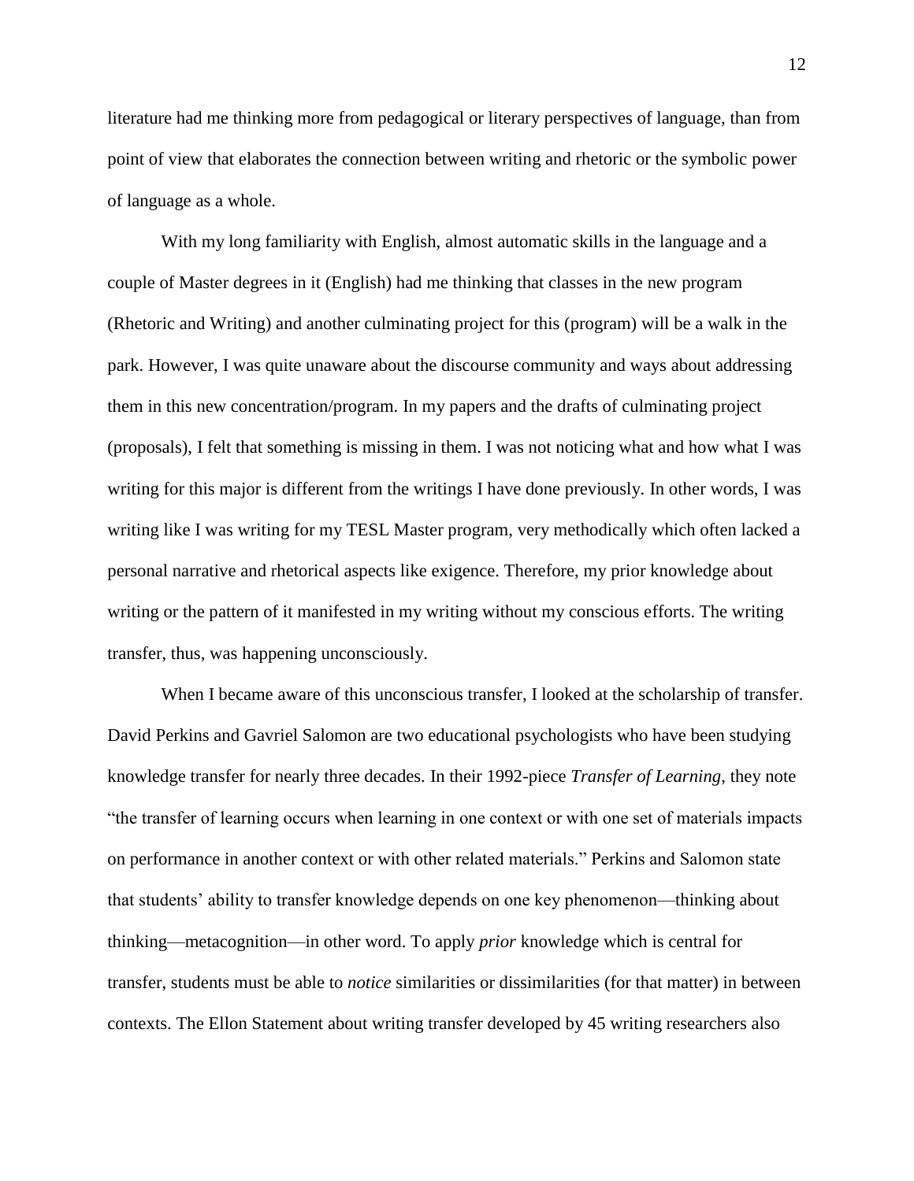literature had me thinking more from pedagogical or literary perspectives of language, than from point of view that elaborates the connection between writing and rhetoric or the symbolic power of language as a whole.

With my long familiarity with English, almost automatic skills in the language and a couple of Master degrees in it (English) had me thinking that classes in the new program (Rhetoric and Writing) and another culminating project for this (program) will be a walk in the park. However, I was quite unaware about the discourse community and ways about addressing them in this new concentration/program. In my papers and the drafts of culminating project (proposals), I felt that something is missing in them. I was not noticing what and how what I was writing for this major is different from the writings I have done previously. In other words, I was writing like I was writing for my TESL Master program, very methodically which often lacked a personal narrative and rhetorical aspects like exigence. Therefore, my prior knowledge about writing or the pattern of it manifested in my writing without my conscious efforts. The writing transfer, thus, was happening unconsciously.

When I became aware of this unconscious transfer, I looked at the scholarship of transfer. David Perkins and Gavriel Salomon are two educational psychologists who have been studying knowledge transfer for nearly three decades. In their 1992-piece *Transfer of Learning*, they note "the transfer of learning occurs when learning in one context or with one set of materials impacts on performance in another context or with other related materials." Perkins and Salomon state that students' ability to transfer knowledge depends on one key phenomenon—thinking about thinking—metacognition—in other word. To apply *prior* knowledge which is central for transfer, students must be able to *notice* similarities or dissimilarities (for that matter) in between contexts. The Ellon Statement about writing transfer developed by 45 writing researchers also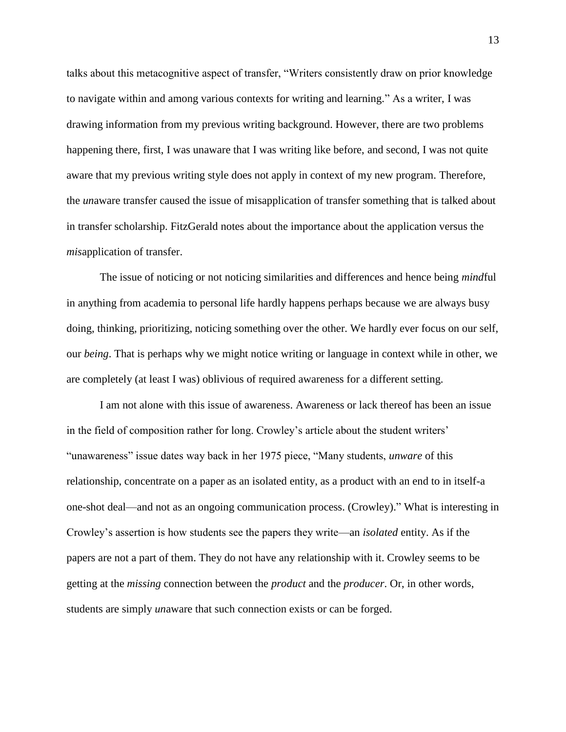talks about this metacognitive aspect of transfer, "Writers consistently draw on prior knowledge to navigate within and among various contexts for writing and learning." As a writer, I was drawing information from my previous writing background. However, there are two problems happening there, first, I was unaware that I was writing like before, and second, I was not quite aware that my previous writing style does not apply in context of my new program. Therefore, the *un*aware transfer caused the issue of misapplication of transfer something that is talked about in transfer scholarship. FitzGerald notes about the importance about the application versus the *mis*application of transfer.

The issue of noticing or not noticing similarities and differences and hence being *mind*ful in anything from academia to personal life hardly happens perhaps because we are always busy doing, thinking, prioritizing, noticing something over the other. We hardly ever focus on our self, our *being*. That is perhaps why we might notice writing or language in context while in other, we are completely (at least I was) oblivious of required awareness for a different setting.

I am not alone with this issue of awareness. Awareness or lack thereof has been an issue in the field of composition rather for long. Crowley's article about the student writers' "unawareness" issue dates way back in her 1975 piece, "Many students, *unware* of this relationship, concentrate on a paper as an isolated entity, as a product with an end to in itself-a one-shot deal—and not as an ongoing communication process. (Crowley)." What is interesting in Crowley's assertion is how students see the papers they write—an *isolated* entity. As if the papers are not a part of them. They do not have any relationship with it. Crowley seems to be getting at the *missing* connection between the *product* and the *producer*. Or, in other words, students are simply *un*aware that such connection exists or can be forged.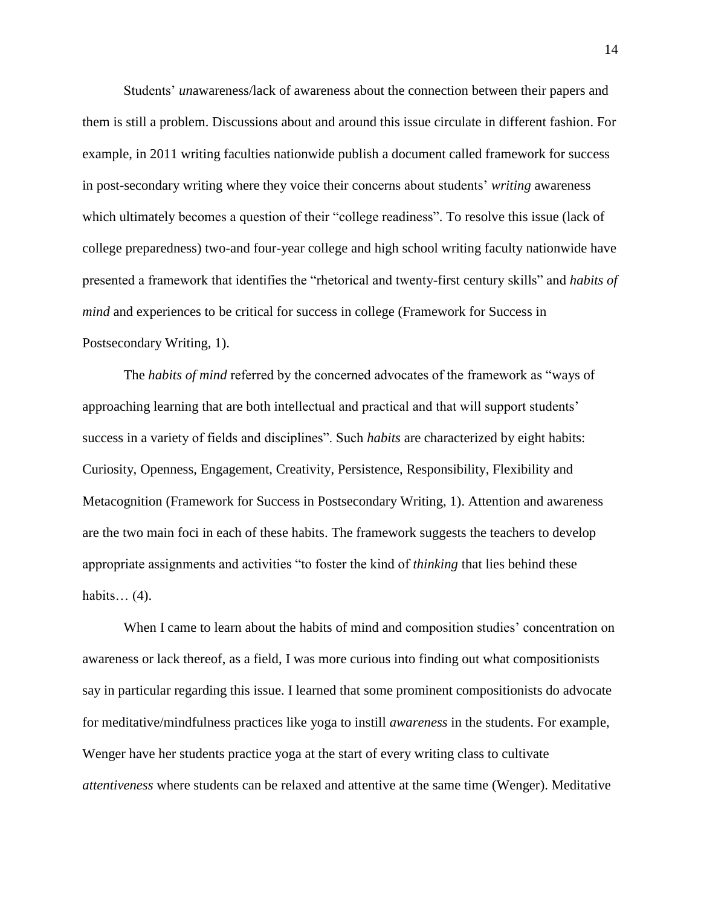Students' *un*awareness/lack of awareness about the connection between their papers and them is still a problem. Discussions about and around this issue circulate in different fashion. For example, in 2011 writing faculties nationwide publish a document called framework for success in post-secondary writing where they voice their concerns about students' *writing* awareness which ultimately becomes a question of their "college readiness". To resolve this issue (lack of college preparedness) two-and four-year college and high school writing faculty nationwide have presented a framework that identifies the "rhetorical and twenty-first century skills" and *habits of mind* and experiences to be critical for success in college (Framework for Success in Postsecondary Writing, 1).

The *habits of mind* referred by the concerned advocates of the framework as "ways of approaching learning that are both intellectual and practical and that will support students' success in a variety of fields and disciplines". Such *habits* are characterized by eight habits: Curiosity, Openness, Engagement, Creativity, Persistence, Responsibility, Flexibility and Metacognition (Framework for Success in Postsecondary Writing, 1). Attention and awareness are the two main foci in each of these habits. The framework suggests the teachers to develop appropriate assignments and activities "to foster the kind of *thinking* that lies behind these habits… (4).

When I came to learn about the habits of mind and composition studies' concentration on awareness or lack thereof, as a field, I was more curious into finding out what compositionists say in particular regarding this issue. I learned that some prominent compositionists do advocate for meditative/mindfulness practices like yoga to instill *awareness* in the students. For example, Wenger have her students practice yoga at the start of every writing class to cultivate *attentiveness* where students can be relaxed and attentive at the same time (Wenger). Meditative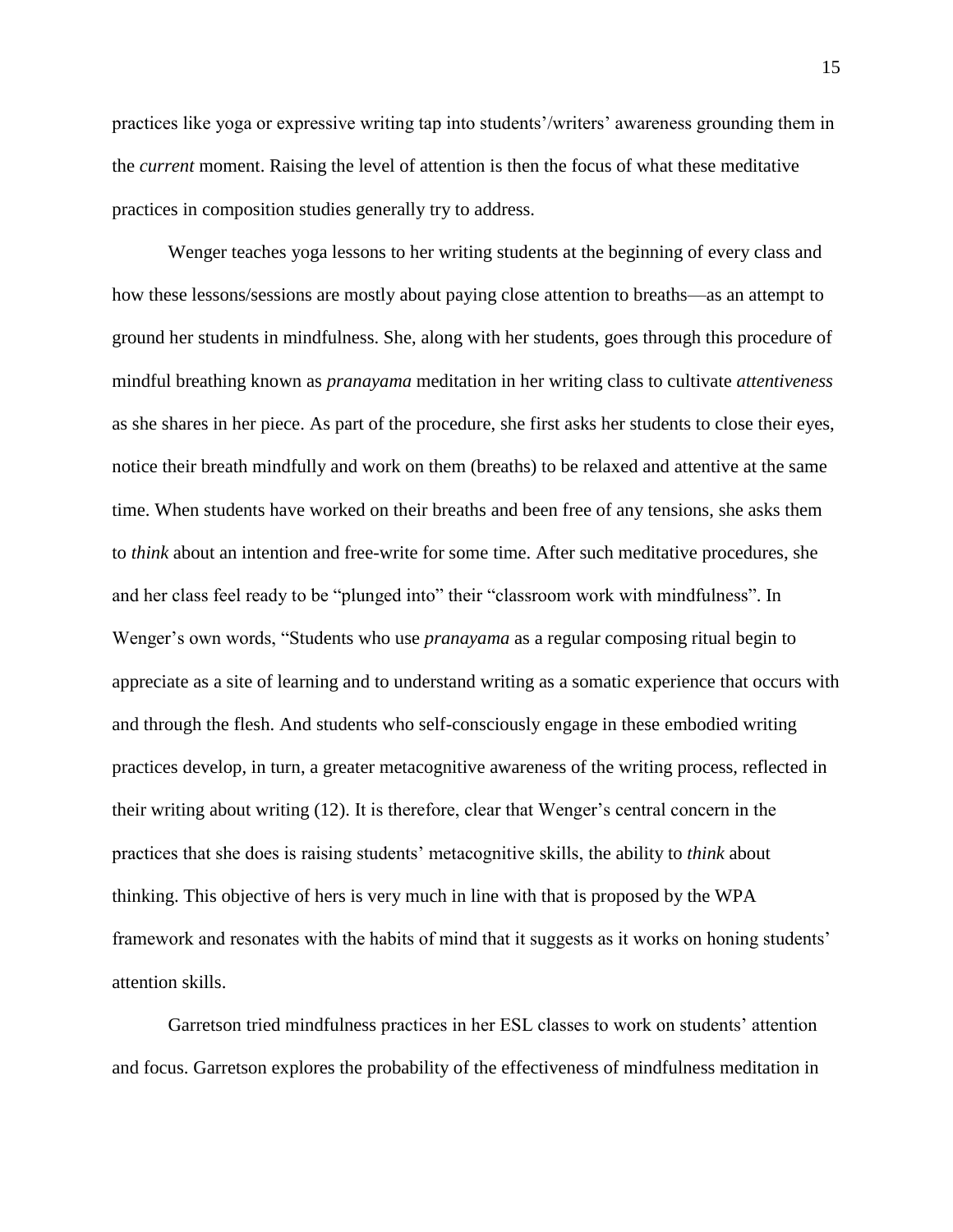practices like yoga or expressive writing tap into students'/writers' awareness grounding them in the *current* moment. Raising the level of attention is then the focus of what these meditative practices in composition studies generally try to address.

Wenger teaches yoga lessons to her writing students at the beginning of every class and how these lessons/sessions are mostly about paying close attention to breaths—as an attempt to ground her students in mindfulness. She, along with her students, goes through this procedure of mindful breathing known as *pranayama* meditation in her writing class to cultivate *attentiveness* as she shares in her piece. As part of the procedure, she first asks her students to close their eyes, notice their breath mindfully and work on them (breaths) to be relaxed and attentive at the same time. When students have worked on their breaths and been free of any tensions, she asks them to *think* about an intention and free-write for some time. After such meditative procedures, she and her class feel ready to be "plunged into" their "classroom work with mindfulness". In Wenger's own words, "Students who use *pranayama* as a regular composing ritual begin to appreciate as a site of learning and to understand writing as a somatic experience that occurs with and through the flesh. And students who self-consciously engage in these embodied writing practices develop, in turn, a greater metacognitive awareness of the writing process, reflected in their writing about writing (12). It is therefore, clear that Wenger's central concern in the practices that she does is raising students' metacognitive skills, the ability to *think* about thinking. This objective of hers is very much in line with that is proposed by the WPA framework and resonates with the habits of mind that it suggests as it works on honing students' attention skills.

Garretson tried mindfulness practices in her ESL classes to work on students' attention and focus. Garretson explores the probability of the effectiveness of mindfulness meditation in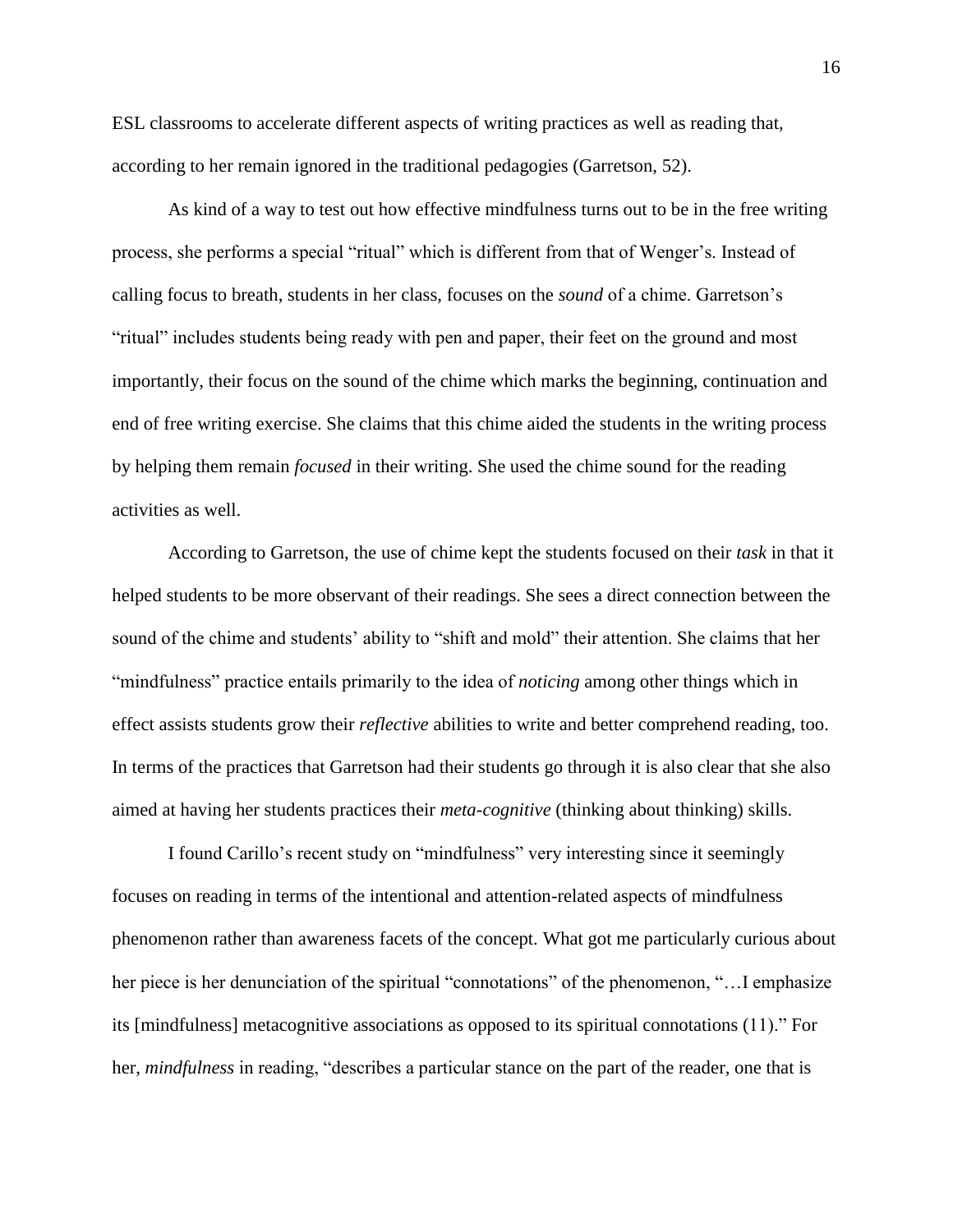ESL classrooms to accelerate different aspects of writing practices as well as reading that, according to her remain ignored in the traditional pedagogies (Garretson, 52).

As kind of a way to test out how effective mindfulness turns out to be in the free writing process, she performs a special “ritual” which is different from that of Wenger’s. Instead of calling focus to breath, students in her class, focuses on the *sound* of a chime. Garretson’s “ritual” includes students being ready with pen and paper, their feet on the ground and most importantly, their focus on the sound of the chime which marks the beginning, continuation and end of free writing exercise. She claims that this chime aided the students in the writing process by helping them remain *focused* in their writing. She used the chime sound for the reading activities as well.

According to Garretson, the use of chime kept the students focused on their *task* in that it helped students to be more observant of their readings. She sees a direct connection between the sound of the chime and students’ ability to “shift and mold” their attention. She claims that her “mindfulness” practice entails primarily to the idea of *noticing* among other things which in effect assists students grow their *reflective* abilities to write and better comprehend reading, too. In terms of the practices that Garretson had their students go through it is also clear that she also aimed at having her students practices their *meta-cognitive* (thinking about thinking) skills.

I found Carillo’s recent study on “mindfulness” very interesting since it seemingly focuses on reading in terms of the intentional and attention-related aspects of mindfulness phenomenon rather than awareness facets of the concept. What got me particularly curious about her piece is her denunciation of the spiritual “connotations” of the phenomenon, “…I emphasize its [mindfulness] metacognitive associations as opposed to its spiritual connotations (11).” For her, *mindfulness* in reading, “describes a particular stance on the part of the reader, one that is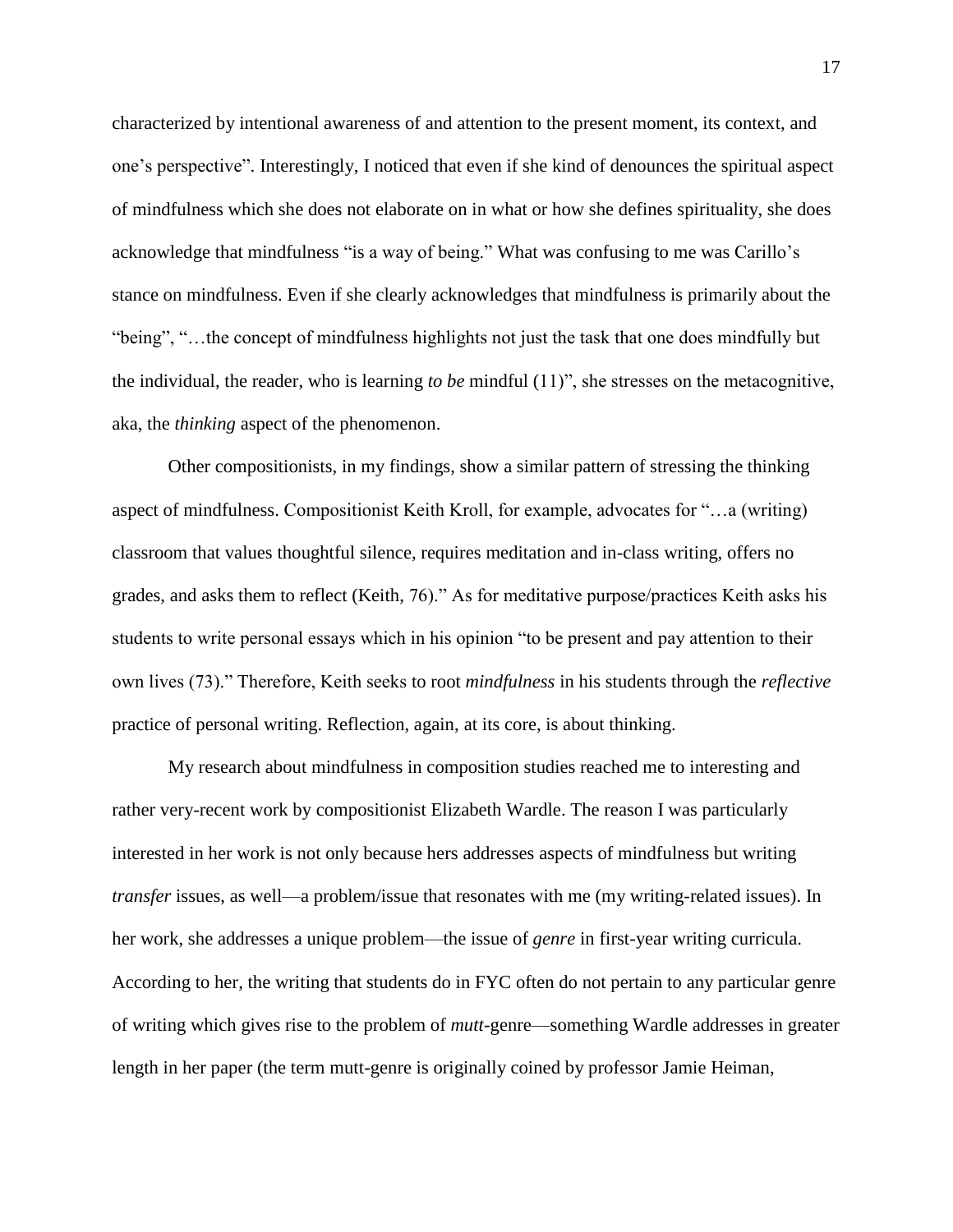characterized by intentional awareness of and attention to the present moment, its context, and one's perspective". Interestingly, I noticed that even if she kind of denounces the spiritual aspect of mindfulness which she does not elaborate on in what or how she defines spirituality, she does acknowledge that mindfulness "is a way of being." What was confusing to me was Carillo's stance on mindfulness. Even if she clearly acknowledges that mindfulness is primarily about the "being", "…the concept of mindfulness highlights not just the task that one does mindfully but the individual, the reader, who is learning *to be* mindful (11)", she stresses on the metacognitive, aka, the *thinking* aspect of the phenomenon.

Other compositionists, in my findings, show a similar pattern of stressing the thinking aspect of mindfulness. Compositionist Keith Kroll, for example, advocates for "…a (writing) classroom that values thoughtful silence, requires meditation and in-class writing, offers no grades, and asks them to reflect (Keith, 76)." As for meditative purpose/practices Keith asks his students to write personal essays which in his opinion "to be present and pay attention to their own lives (73)." Therefore, Keith seeks to root *mindfulness* in his students through the *reflective* practice of personal writing. Reflection, again, at its core, is about thinking.

My research about mindfulness in composition studies reached me to interesting and rather very-recent work by compositionist Elizabeth Wardle. The reason I was particularly interested in her work is not only because hers addresses aspects of mindfulness but writing *transfer* issues, as well—a problem/issue that resonates with me (my writing-related issues). In her work, she addresses a unique problem—the issue of *genre* in first-year writing curricula. According to her, the writing that students do in FYC often do not pertain to any particular genre of writing which gives rise to the problem of *mutt*-genre—something Wardle addresses in greater length in her paper (the term mutt-genre is originally coined by professor Jamie Heiman,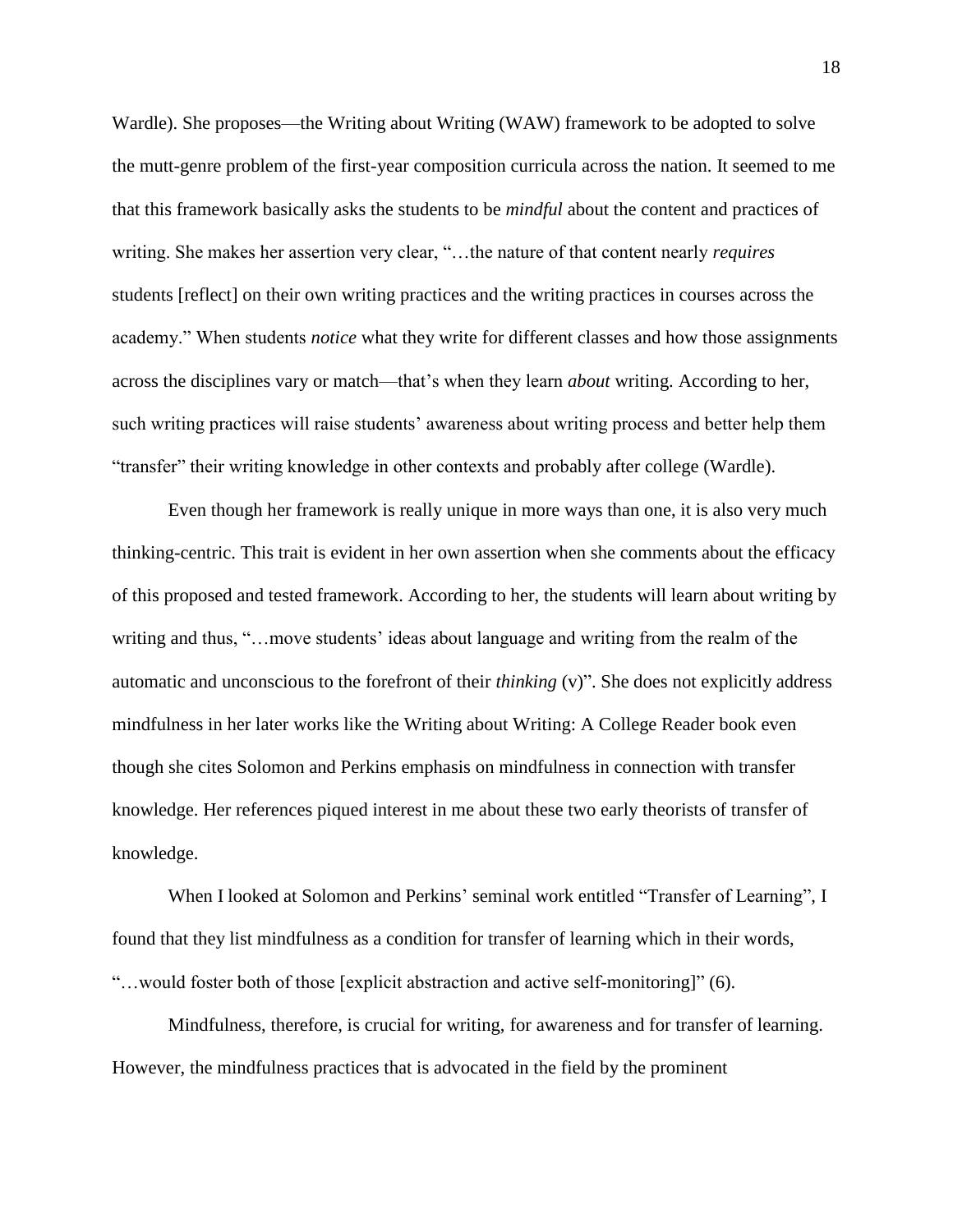Wardle). She proposes—the Writing about Writing (WAW) framework to be adopted to solve the mutt-genre problem of the first-year composition curricula across the nation. It seemed to me that this framework basically asks the students to be *mindful* about the content and practices of writing. She makes her assertion very clear, "…the nature of that content nearly *requires* students [reflect] on their own writing practices and the writing practices in courses across the academy." When students *notice* what they write for different classes and how those assignments across the disciplines vary or match—that's when they learn *about* writing. According to her, such writing practices will raise students' awareness about writing process and better help them "transfer" their writing knowledge in other contexts and probably after college (Wardle).

Even though her framework is really unique in more ways than one, it is also very much thinking-centric. This trait is evident in her own assertion when she comments about the efficacy of this proposed and tested framework. According to her, the students will learn about writing by writing and thus, "…move students' ideas about language and writing from the realm of the automatic and unconscious to the forefront of their *thinking* (v)". She does not explicitly address mindfulness in her later works like the Writing about Writing: A College Reader book even though she cites Solomon and Perkins emphasis on mindfulness in connection with transfer knowledge. Her references piqued interest in me about these two early theorists of transfer of knowledge.

When I looked at Solomon and Perkins' seminal work entitled "Transfer of Learning", I found that they list mindfulness as a condition for transfer of learning which in their words, "…would foster both of those [explicit abstraction and active self-monitoring]" (6).

Mindfulness, therefore, is crucial for writing, for awareness and for transfer of learning. However, the mindfulness practices that is advocated in the field by the prominent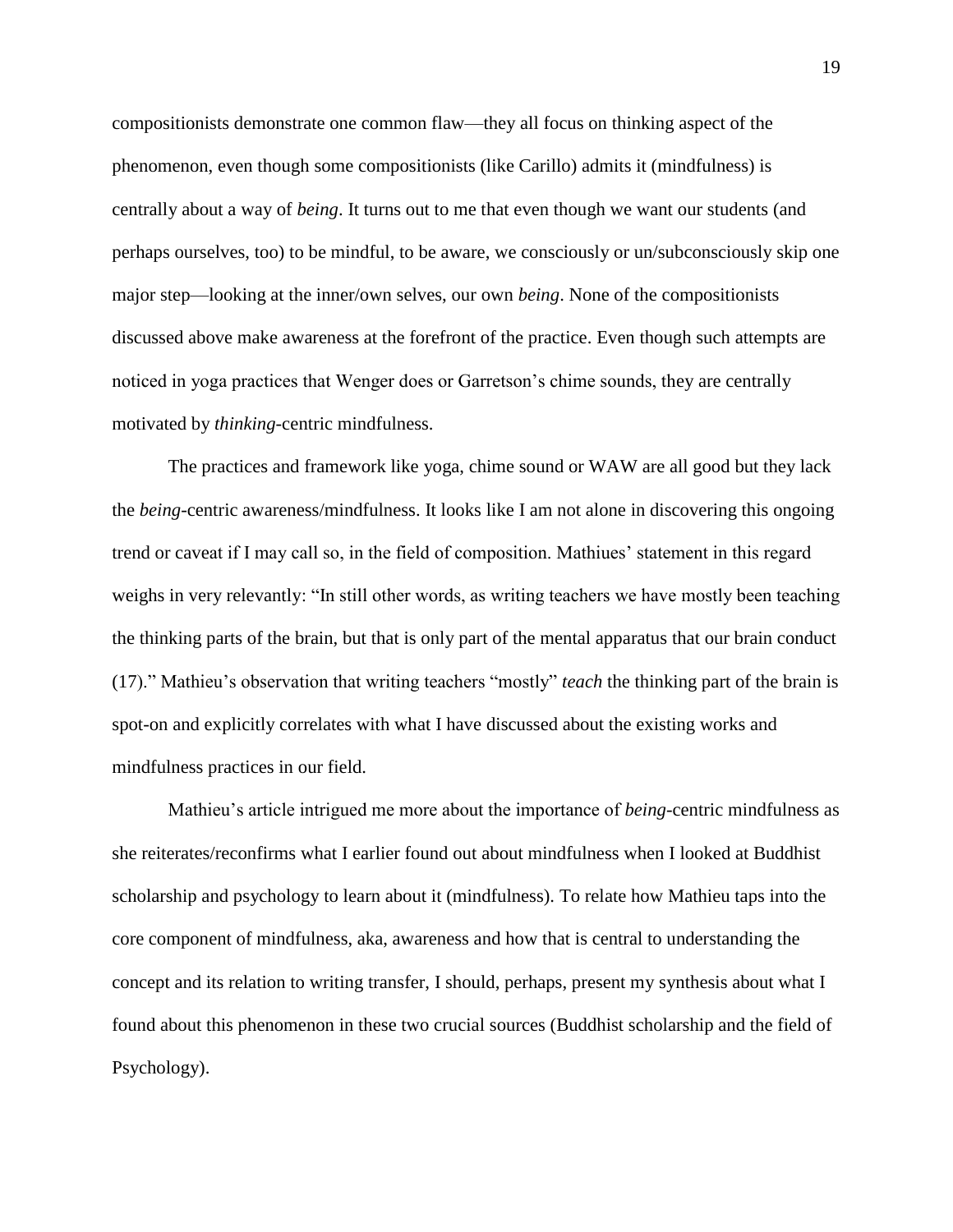compositionists demonstrate one common flaw—they all focus on thinking aspect of the phenomenon, even though some compositionists (like Carillo) admits it (mindfulness) is centrally about a way of *being*. It turns out to me that even though we want our students (and perhaps ourselves, too) to be mindful, to be aware, we consciously or un/subconsciously skip one major step—looking at the inner/own selves, our own *being*. None of the compositionists discussed above make awareness at the forefront of the practice. Even though such attempts are noticed in yoga practices that Wenger does or Garretson's chime sounds, they are centrally motivated by *thinking*-centric mindfulness.

The practices and framework like yoga, chime sound or WAW are all good but they lack the *being*-centric awareness/mindfulness. It looks like I am not alone in discovering this ongoing trend or caveat if I may call so, in the field of composition. Mathiues' statement in this regard weighs in very relevantly: "In still other words, as writing teachers we have mostly been teaching the thinking parts of the brain, but that is only part of the mental apparatus that our brain conduct (17)." Mathieu's observation that writing teachers "mostly" *teach* the thinking part of the brain is spot-on and explicitly correlates with what I have discussed about the existing works and mindfulness practices in our field.

Mathieu's article intrigued me more about the importance of *being*-centric mindfulness as she reiterates/reconfirms what I earlier found out about mindfulness when I looked at Buddhist scholarship and psychology to learn about it (mindfulness). To relate how Mathieu taps into the core component of mindfulness, aka, awareness and how that is central to understanding the concept and its relation to writing transfer, I should, perhaps, present my synthesis about what I found about this phenomenon in these two crucial sources (Buddhist scholarship and the field of Psychology).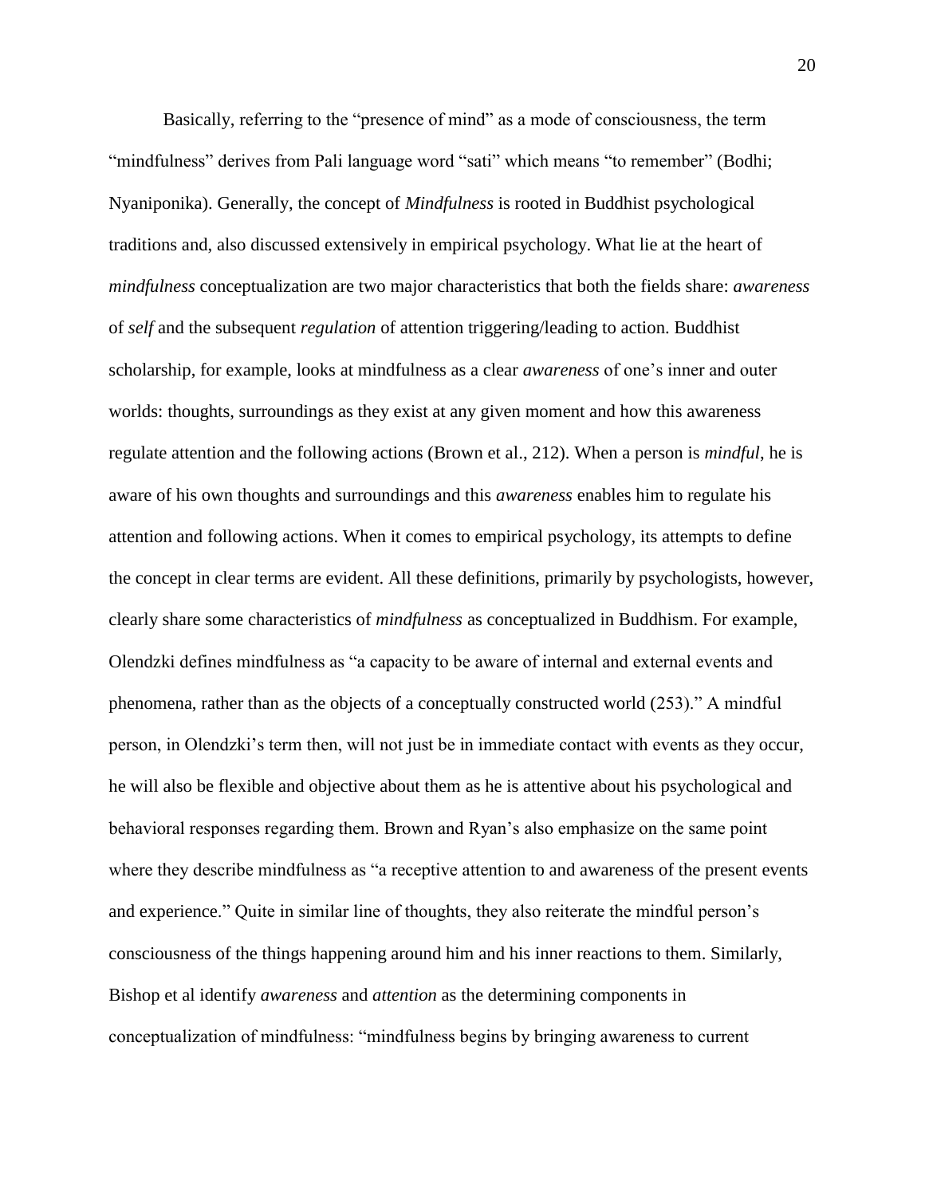Basically, referring to the "presence of mind" as a mode of consciousness, the term "mindfulness" derives from Pali language word "sati" which means "to remember" (Bodhi; Nyaniponika). Generally, the concept of *Mindfulness* is rooted in Buddhist psychological traditions and, also discussed extensively in empirical psychology. What lie at the heart of *mindfulness* conceptualization are two major characteristics that both the fields share: *awareness* of *self* and the subsequent *regulation* of attention triggering/leading to action. Buddhist scholarship, for example, looks at mindfulness as a clear *awareness* of one's inner and outer worlds: thoughts, surroundings as they exist at any given moment and how this awareness regulate attention and the following actions (Brown et al., 212). When a person is *mindful*, he is aware of his own thoughts and surroundings and this *awareness* enables him to regulate his attention and following actions. When it comes to empirical psychology, its attempts to define the concept in clear terms are evident. All these definitions, primarily by psychologists, however, clearly share some characteristics of *mindfulness* as conceptualized in Buddhism. For example, Olendzki defines mindfulness as "a capacity to be aware of internal and external events and phenomena, rather than as the objects of a conceptually constructed world (253)." A mindful person, in Olendzki's term then, will not just be in immediate contact with events as they occur, he will also be flexible and objective about them as he is attentive about his psychological and behavioral responses regarding them. Brown and Ryan's also emphasize on the same point where they describe mindfulness as "a receptive attention to and awareness of the present events and experience." Quite in similar line of thoughts, they also reiterate the mindful person's consciousness of the things happening around him and his inner reactions to them. Similarly, Bishop et al identify *awareness* and *attention* as the determining components in conceptualization of mindfulness: "mindfulness begins by bringing awareness to current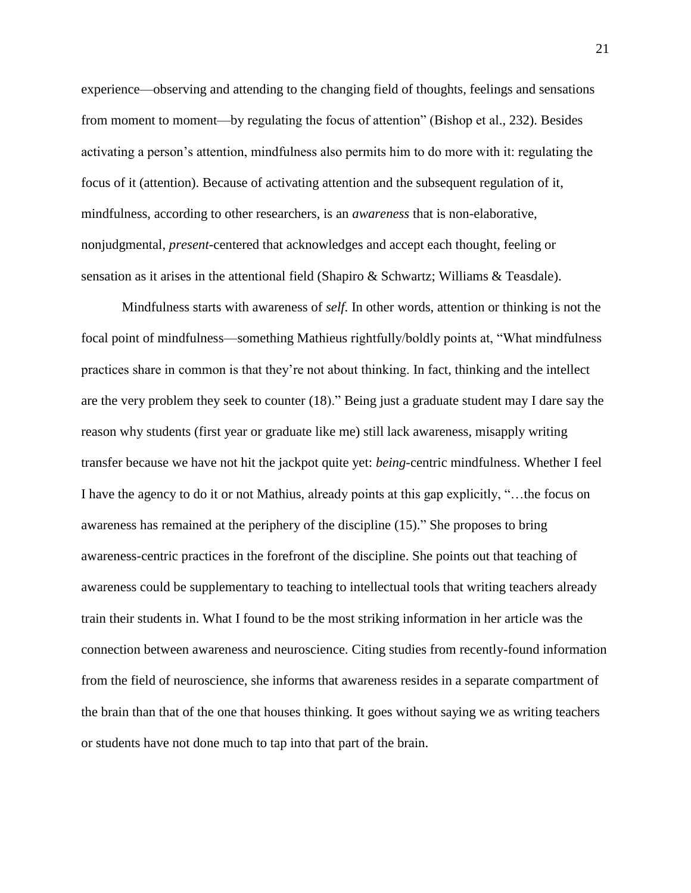experience—observing and attending to the changing field of thoughts, feelings and sensations from moment to moment—by regulating the focus of attention" (Bishop et al., 232). Besides activating a person's attention, mindfulness also permits him to do more with it: regulating the focus of it (attention). Because of activating attention and the subsequent regulation of it, mindfulness, according to other researchers, is an *awareness* that is non-elaborative, nonjudgmental, *present*-centered that acknowledges and accept each thought, feeling or sensation as it arises in the attentional field (Shapiro & Schwartz; Williams & Teasdale).

Mindfulness starts with awareness of *self*. In other words, attention or thinking is not the focal point of mindfulness—something Mathieus rightfully/boldly points at, "What mindfulness practices share in common is that they're not about thinking. In fact, thinking and the intellect are the very problem they seek to counter (18)." Being just a graduate student may I dare say the reason why students (first year or graduate like me) still lack awareness, misapply writing transfer because we have not hit the jackpot quite yet: *being*-centric mindfulness. Whether I feel I have the agency to do it or not Mathius, already points at this gap explicitly, "…the focus on awareness has remained at the periphery of the discipline (15)." She proposes to bring awareness-centric practices in the forefront of the discipline. She points out that teaching of awareness could be supplementary to teaching to intellectual tools that writing teachers already train their students in. What I found to be the most striking information in her article was the connection between awareness and neuroscience. Citing studies from recently-found information from the field of neuroscience, she informs that awareness resides in a separate compartment of the brain than that of the one that houses thinking. It goes without saying we as writing teachers or students have not done much to tap into that part of the brain.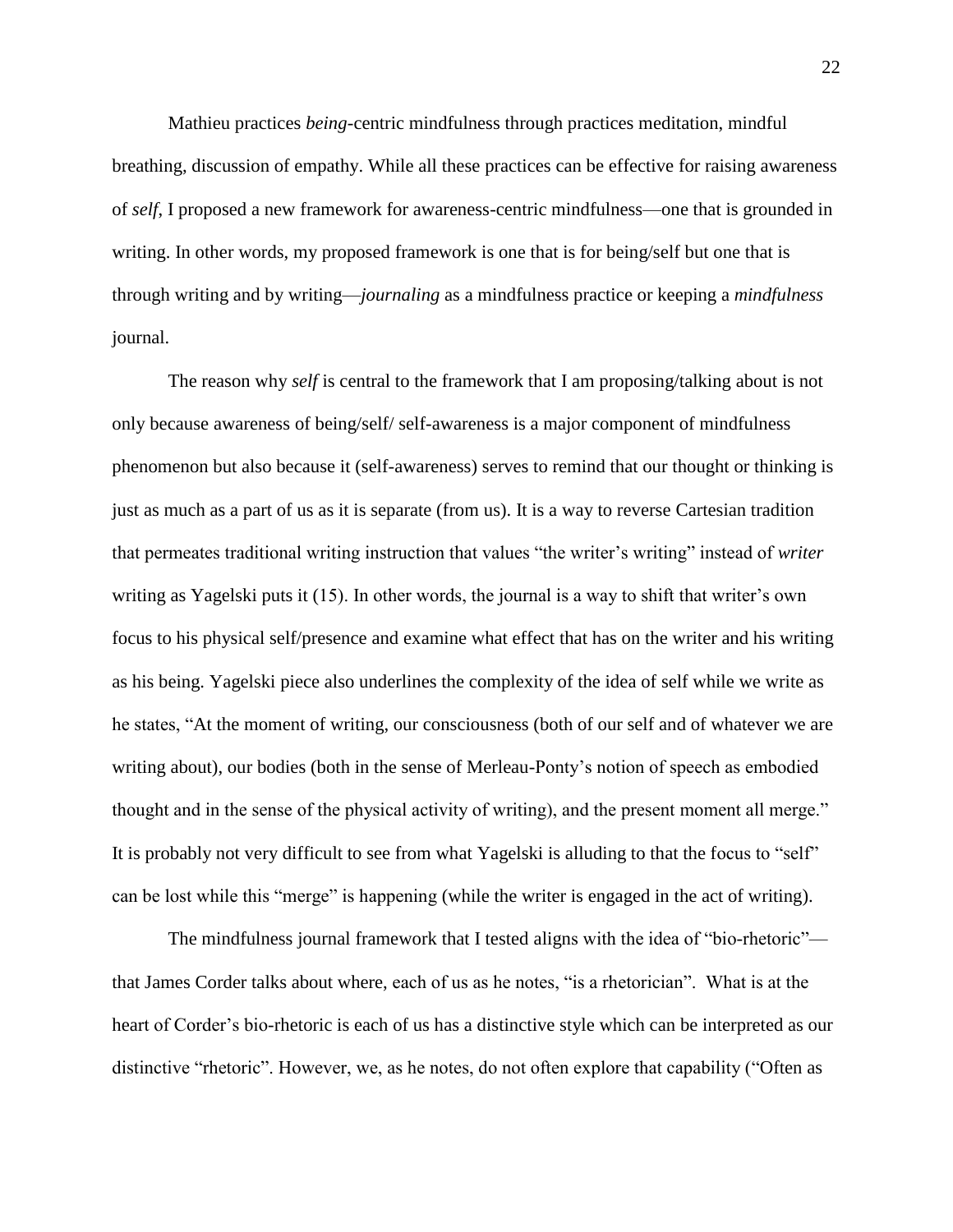Mathieu practices *being*-centric mindfulness through practices meditation, mindful breathing, discussion of empathy. While all these practices can be effective for raising awareness of *self*, I proposed a new framework for awareness-centric mindfulness—one that is grounded in writing. In other words, my proposed framework is one that is for being/self but one that is through writing and by writing—*journaling* as a mindfulness practice or keeping a *mindfulness* journal.

The reason why *self* is central to the framework that I am proposing/talking about is not only because awareness of being/self/ self-awareness is a major component of mindfulness phenomenon but also because it (self-awareness) serves to remind that our thought or thinking is just as much as a part of us as it is separate (from us). It is a way to reverse Cartesian tradition that permeates traditional writing instruction that values "the writer's writing" instead of *writer* writing as Yagelski puts it (15). In other words, the journal is a way to shift that writer's own focus to his physical self/presence and examine what effect that has on the writer and his writing as his being. Yagelski piece also underlines the complexity of the idea of self while we write as he states, "At the moment of writing, our consciousness (both of our self and of whatever we are writing about), our bodies (both in the sense of Merleau-Ponty's notion of speech as embodied thought and in the sense of the physical activity of writing), and the present moment all merge." It is probably not very difficult to see from what Yagelski is alluding to that the focus to "self" can be lost while this "merge" is happening (while the writer is engaged in the act of writing).

The mindfulness journal framework that I tested aligns with the idea of "bio-rhetoric"—that James Corder talks about where, each of us as he notes, "is a rhetorician". What is at the heart of Corder's bio-rhetoric is each of us has a distinctive style which can be interpreted as our distinctive "rhetoric". However, we, as he notes, do not often explore that capability ("Often as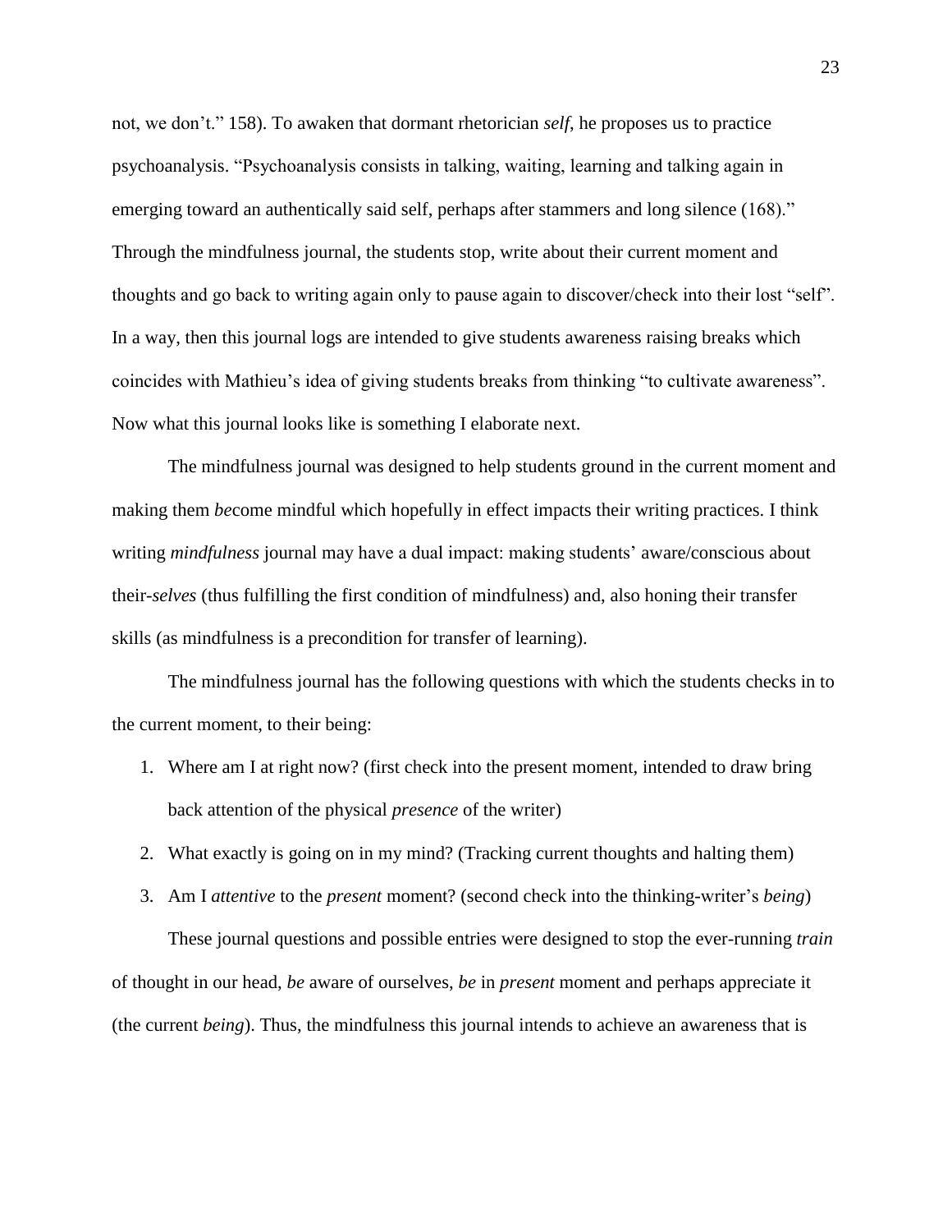not, we don't." 158). To awaken that dormant rhetorician *self*, he proposes us to practice psychoanalysis. "Psychoanalysis consists in talking, waiting, learning and talking again in emerging toward an authentically said self, perhaps after stammers and long silence (168)." Through the mindfulness journal, the students stop, write about their current moment and thoughts and go back to writing again only to pause again to discover/check into their lost "self". In a way, then this journal logs are intended to give students awareness raising breaks which coincides with Mathieu's idea of giving students breaks from thinking "to cultivate awareness". Now what this journal looks like is something I elaborate next.

The mindfulness journal was designed to help students ground in the current moment and making them *be*come mindful which hopefully in effect impacts their writing practices. I think writing *mindfulness* journal may have a dual impact: making students' aware/conscious about their-*selves* (thus fulfilling the first condition of mindfulness) and, also honing their transfer skills (as mindfulness is a precondition for transfer of learning).

The mindfulness journal has the following questions with which the students checks in to the current moment, to their being:

1. Where am I at right now? (first check into the present moment, intended to draw bring back attention of the physical *presence* of the writer)
2. What exactly is going on in my mind? (Tracking current thoughts and halting them)
3. Am I *attentive* to the *present* moment? (second check into the thinking-writer's *being*)

These journal questions and possible entries were designed to stop the ever-running *train* of thought in our head, *be* aware of ourselves, *be* in *present* moment and perhaps appreciate it (the current *being*). Thus, the mindfulness this journal intends to achieve an awareness that is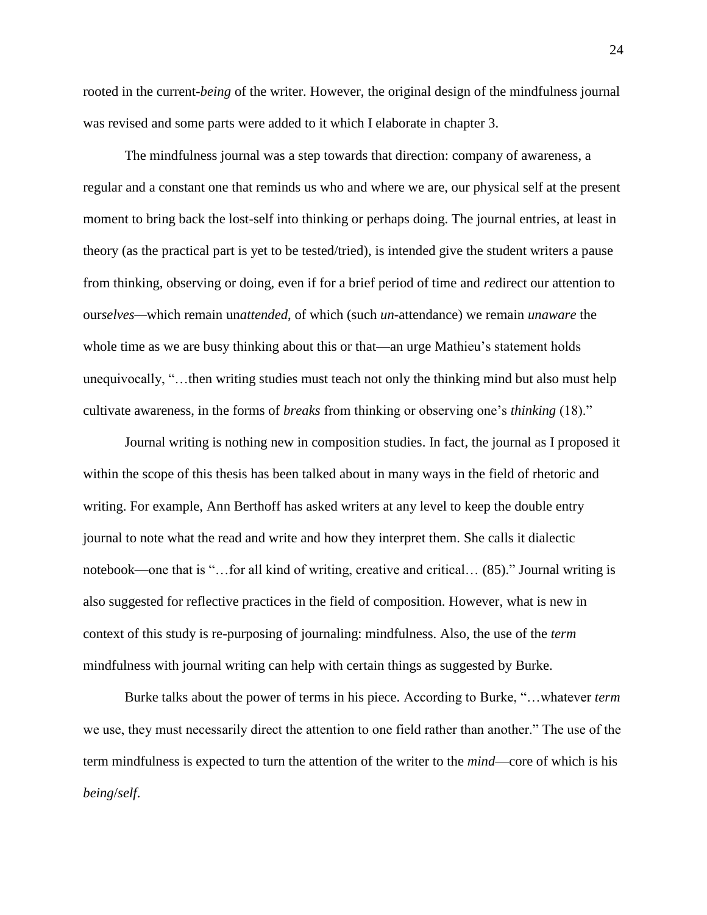rooted in the current-*being* of the writer. However, the original design of the mindfulness journal was revised and some parts were added to it which I elaborate in chapter 3.

The mindfulness journal was a step towards that direction: company of awareness, a regular and a constant one that reminds us who and where we are, our physical self at the present moment to bring back the lost-self into thinking or perhaps doing. The journal entries, at least in theory (as the practical part is yet to be tested/tried), is intended give the student writers a pause from thinking, observing or doing, even if for a brief period of time and *re*direct our attention to our*selves*—which remain un*attended*, of which (such *un*-attendance) we remain *unaware* the whole time as we are busy thinking about this or that—an urge Mathieu's statement holds unequivocally, "…then writing studies must teach not only the thinking mind but also must help cultivate awareness, in the forms of *breaks* from thinking or observing one's *thinking* (18)."

Journal writing is nothing new in composition studies. In fact, the journal as I proposed it within the scope of this thesis has been talked about in many ways in the field of rhetoric and writing. For example, Ann Berthoff has asked writers at any level to keep the double entry journal to note what the read and write and how they interpret them. She calls it dialectic notebook—one that is "…for all kind of writing, creative and critical… (85)." Journal writing is also suggested for reflective practices in the field of composition. However, what is new in context of this study is re-purposing of journaling: mindfulness. Also, the use of the *term* mindfulness with journal writing can help with certain things as suggested by Burke.

Burke talks about the power of terms in his piece. According to Burke, "…whatever *term* we use, they must necessarily direct the attention to one field rather than another." The use of the term mindfulness is expected to turn the attention of the writer to the *mind*—core of which is his *being*/*self*.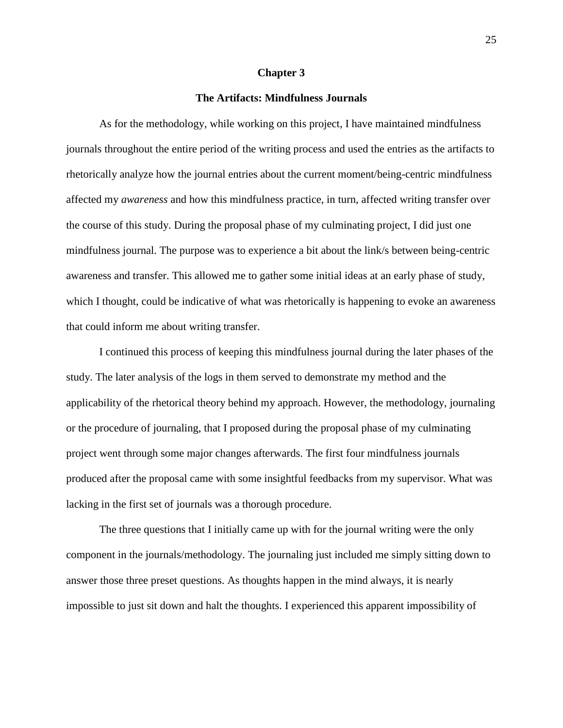## Chapter 3

## The Artifacts: Mindfulness Journals

As for the methodology, while working on this project, I have maintained mindfulness journals throughout the entire period of the writing process and used the entries as the artifacts to rhetorically analyze how the journal entries about the current moment/being-centric mindfulness affected my *awareness* and how this mindfulness practice, in turn, affected writing transfer over the course of this study. During the proposal phase of my culminating project, I did just one mindfulness journal. The purpose was to experience a bit about the link/s between being-centric awareness and transfer. This allowed me to gather some initial ideas at an early phase of study, which I thought, could be indicative of what was rhetorically is happening to evoke an awareness that could inform me about writing transfer.

I continued this process of keeping this mindfulness journal during the later phases of the study. The later analysis of the logs in them served to demonstrate my method and the applicability of the rhetorical theory behind my approach. However, the methodology, journaling or the procedure of journaling, that I proposed during the proposal phase of my culminating project went through some major changes afterwards. The first four mindfulness journals produced after the proposal came with some insightful feedbacks from my supervisor. What was lacking in the first set of journals was a thorough procedure.

The three questions that I initially came up with for the journal writing were the only component in the journals/methodology. The journaling just included me simply sitting down to answer those three preset questions. As thoughts happen in the mind always, it is nearly impossible to just sit down and halt the thoughts. I experienced this apparent impossibility of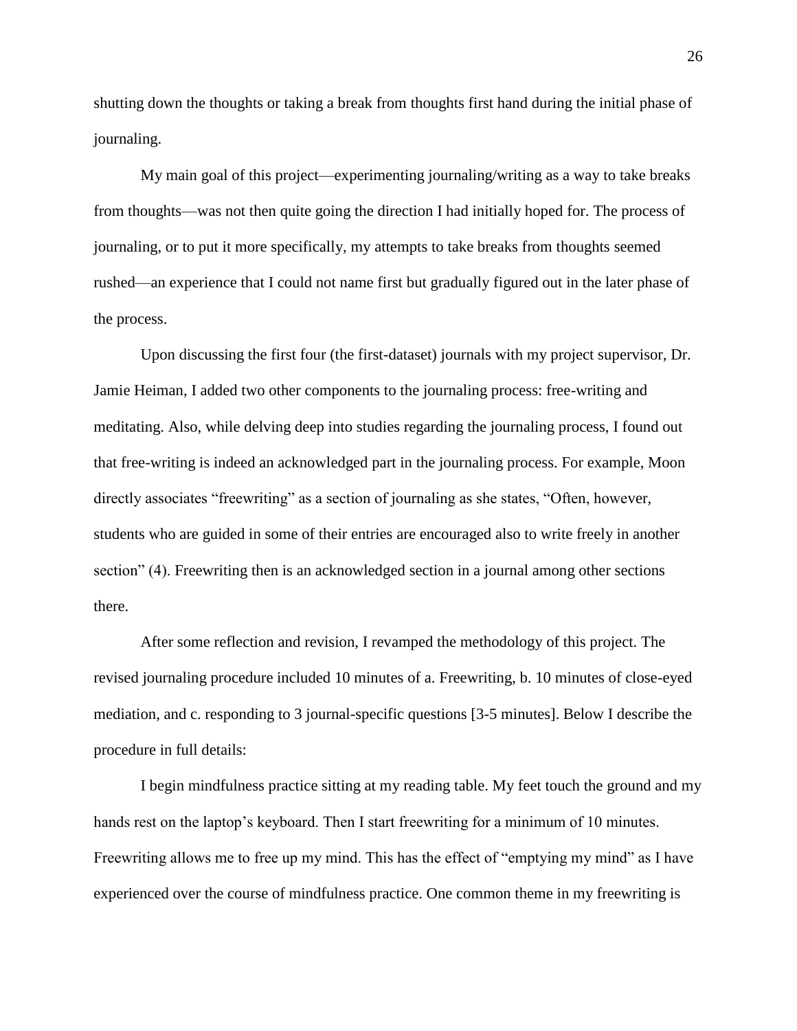shutting down the thoughts or taking a break from thoughts first hand during the initial phase of journaling.

My main goal of this project—experimenting journaling/writing as a way to take breaks from thoughts—was not then quite going the direction I had initially hoped for. The process of journaling, or to put it more specifically, my attempts to take breaks from thoughts seemed rushed—an experience that I could not name first but gradually figured out in the later phase of the process.

Upon discussing the first four (the first-dataset) journals with my project supervisor, Dr. Jamie Heiman, I added two other components to the journaling process: free-writing and meditating. Also, while delving deep into studies regarding the journaling process, I found out that free-writing is indeed an acknowledged part in the journaling process. For example, Moon directly associates "freewriting" as a section of journaling as she states, "Often, however, students who are guided in some of their entries are encouraged also to write freely in another section" (4). Freewriting then is an acknowledged section in a journal among other sections there.

After some reflection and revision, I revamped the methodology of this project. The revised journaling procedure included 10 minutes of a. Freewriting, b. 10 minutes of close-eyed mediation, and c. responding to 3 journal-specific questions [3-5 minutes]. Below I describe the procedure in full details:

I begin mindfulness practice sitting at my reading table. My feet touch the ground and my hands rest on the laptop's keyboard. Then I start freewriting for a minimum of 10 minutes. Freewriting allows me to free up my mind. This has the effect of "emptying my mind" as I have experienced over the course of mindfulness practice. One common theme in my freewriting is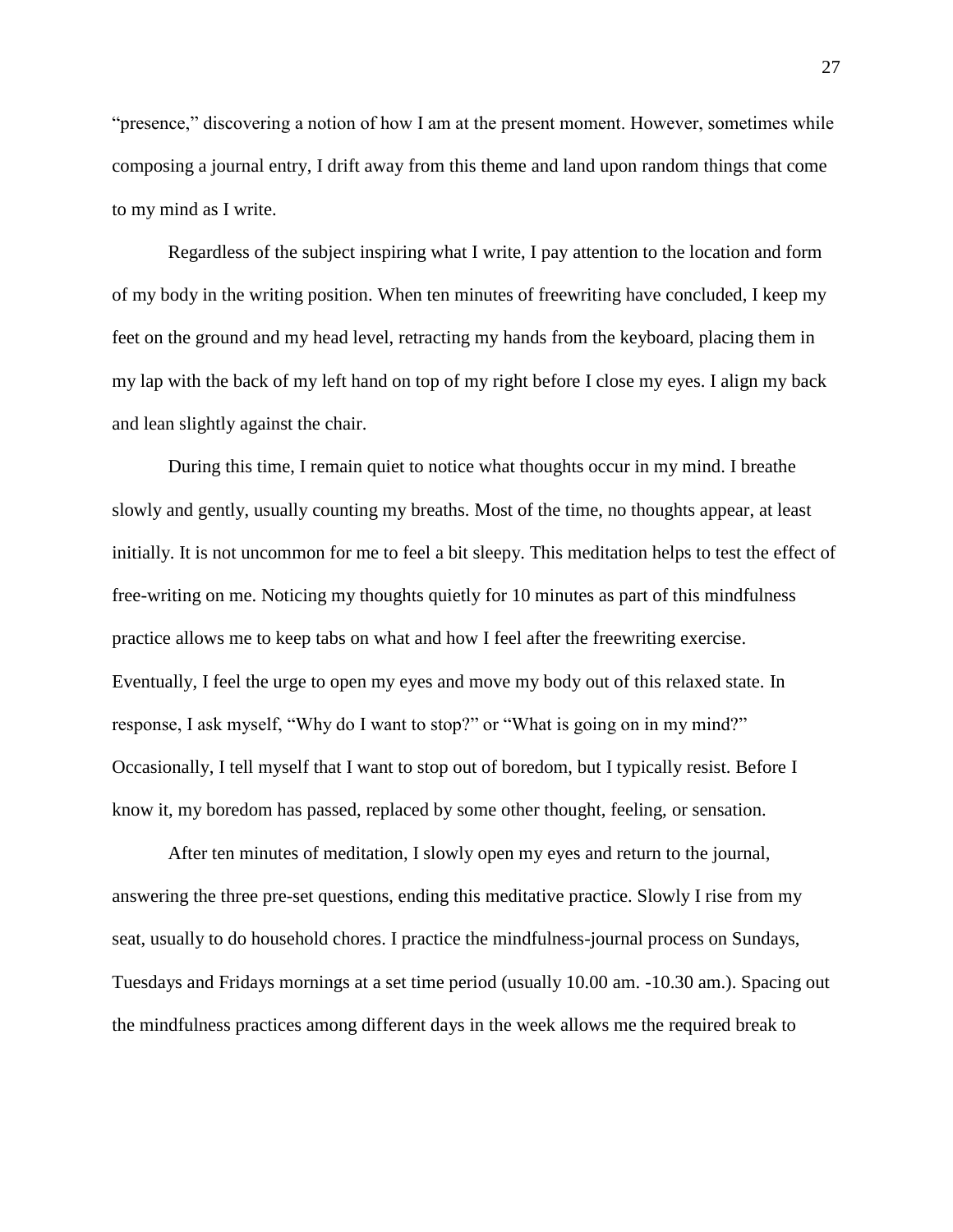"presence," discovering a notion of how I am at the present moment. However, sometimes while composing a journal entry, I drift away from this theme and land upon random things that come to my mind as I write.

Regardless of the subject inspiring what I write, I pay attention to the location and form of my body in the writing position. When ten minutes of freewriting have concluded, I keep my feet on the ground and my head level, retracting my hands from the keyboard, placing them in my lap with the back of my left hand on top of my right before I close my eyes. I align my back and lean slightly against the chair.

During this time, I remain quiet to notice what thoughts occur in my mind. I breathe slowly and gently, usually counting my breaths. Most of the time, no thoughts appear, at least initially. It is not uncommon for me to feel a bit sleepy. This meditation helps to test the effect of free-writing on me. Noticing my thoughts quietly for 10 minutes as part of this mindfulness practice allows me to keep tabs on what and how I feel after the freewriting exercise. Eventually, I feel the urge to open my eyes and move my body out of this relaxed state. In response, I ask myself, "Why do I want to stop?" or "What is going on in my mind?" Occasionally, I tell myself that I want to stop out of boredom, but I typically resist. Before I know it, my boredom has passed, replaced by some other thought, feeling, or sensation.

After ten minutes of meditation, I slowly open my eyes and return to the journal, answering the three pre-set questions, ending this meditative practice. Slowly I rise from my seat, usually to do household chores. I practice the mindfulness-journal process on Sundays, Tuesdays and Fridays mornings at a set time period (usually 10.00 am. -10.30 am.). Spacing out the mindfulness practices among different days in the week allows me the required break to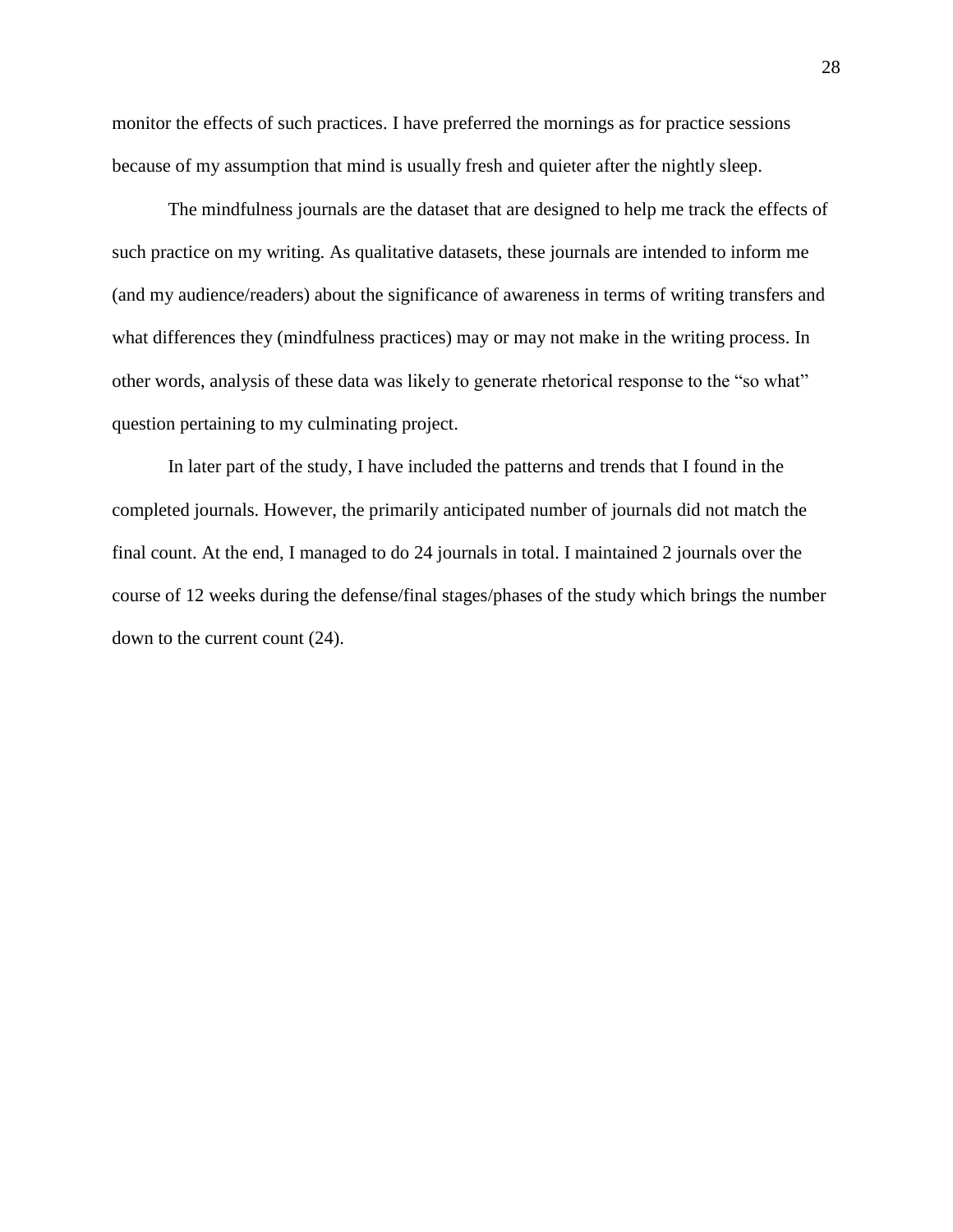monitor the effects of such practices. I have preferred the mornings as for practice sessions because of my assumption that mind is usually fresh and quieter after the nightly sleep.

The mindfulness journals are the dataset that are designed to help me track the effects of such practice on my writing. As qualitative datasets, these journals are intended to inform me (and my audience/readers) about the significance of awareness in terms of writing transfers and what differences they (mindfulness practices) may or may not make in the writing process. In other words, analysis of these data was likely to generate rhetorical response to the "so what" question pertaining to my culminating project.

In later part of the study, I have included the patterns and trends that I found in the completed journals. However, the primarily anticipated number of journals did not match the final count. At the end, I managed to do 24 journals in total. I maintained 2 journals over the course of 12 weeks during the defense/final stages/phases of the study which brings the number down to the current count (24).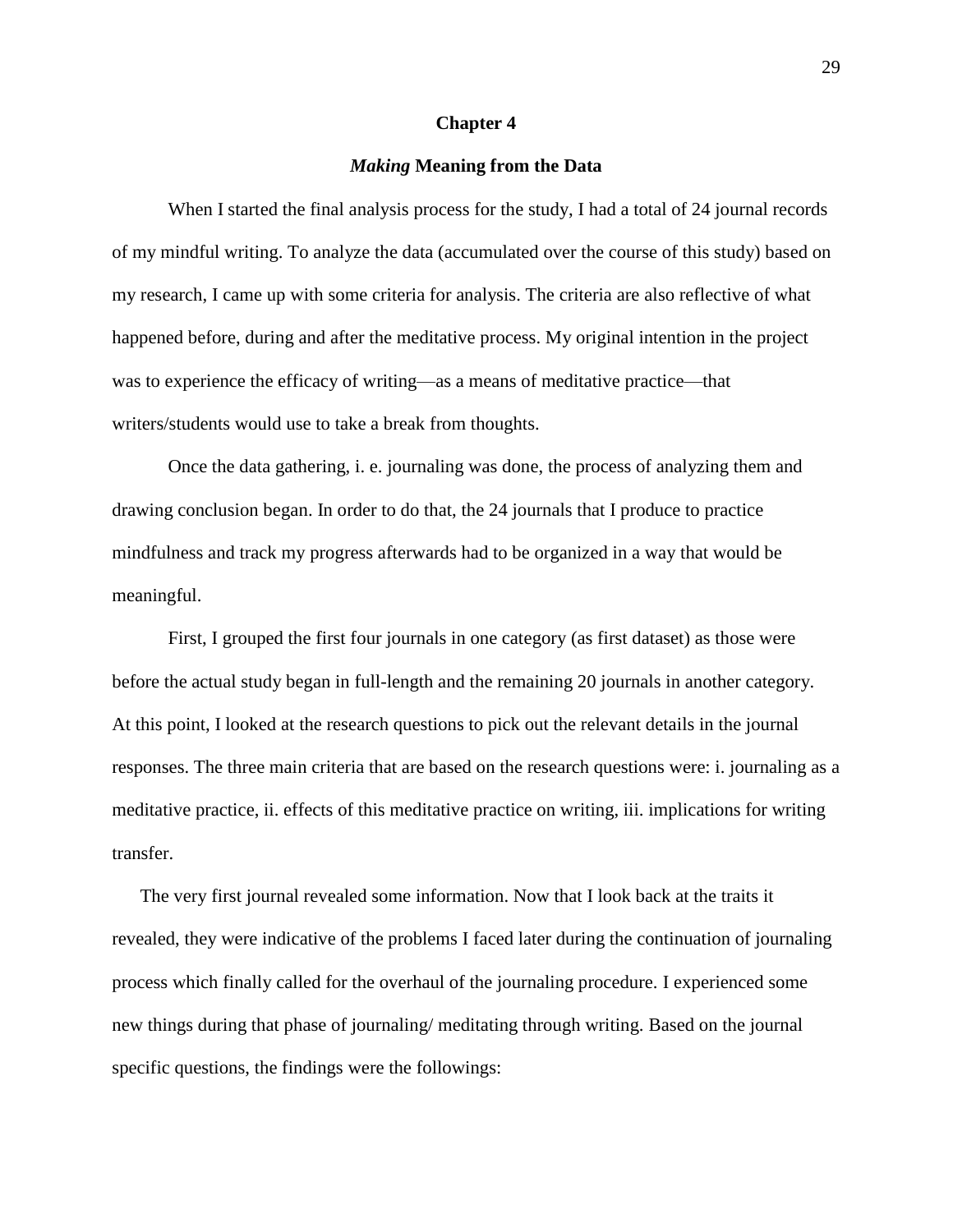# Chapter 4

## *Making* Meaning from the Data

When I started the final analysis process for the study, I had a total of 24 journal records of my mindful writing. To analyze the data (accumulated over the course of this study) based on my research, I came up with some criteria for analysis. The criteria are also reflective of what happened before, during and after the meditative process. My original intention in the project was to experience the efficacy of writing—as a means of meditative practice—that writers/students would use to take a break from thoughts.

Once the data gathering, i. e. journaling was done, the process of analyzing them and drawing conclusion began. In order to do that, the 24 journals that I produce to practice mindfulness and track my progress afterwards had to be organized in a way that would be meaningful.

First, I grouped the first four journals in one category (as first dataset) as those were before the actual study began in full-length and the remaining 20 journals in another category. At this point, I looked at the research questions to pick out the relevant details in the journal responses. The three main criteria that are based on the research questions were: i. journaling as a meditative practice, ii. effects of this meditative practice on writing, iii. implications for writing transfer.

The very first journal revealed some information. Now that I look back at the traits it revealed, they were indicative of the problems I faced later during the continuation of journaling process which finally called for the overhaul of the journaling procedure. I experienced some new things during that phase of journaling/ meditating through writing. Based on the journal specific questions, the findings were the followings: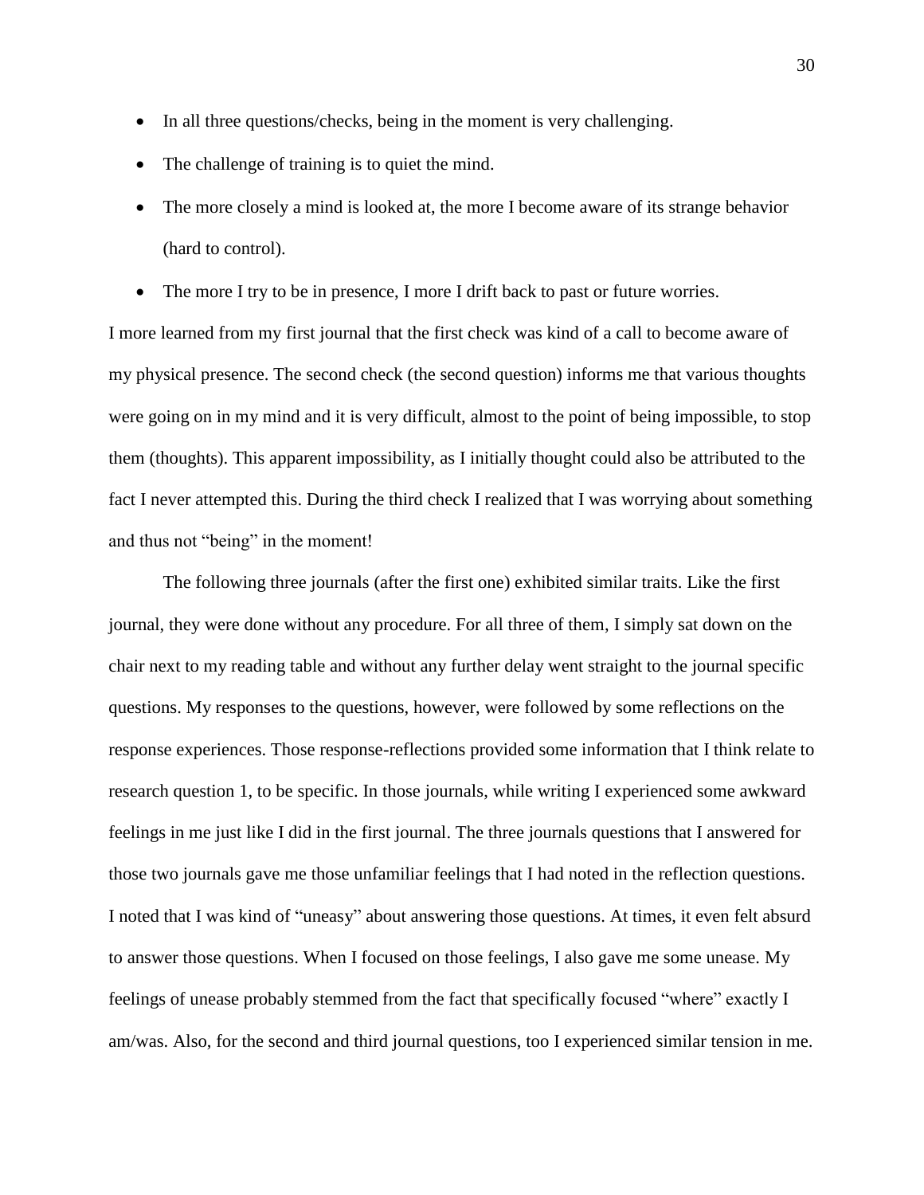- In all three questions/checks, being in the moment is very challenging.
- The challenge of training is to quiet the mind.
- The more closely a mind is looked at, the more I become aware of its strange behavior (hard to control).
- The more I try to be in presence, I more I drift back to past or future worries.

I more learned from my first journal that the first check was kind of a call to become aware of my physical presence. The second check (the second question) informs me that various thoughts were going on in my mind and it is very difficult, almost to the point of being impossible, to stop them (thoughts). This apparent impossibility, as I initially thought could also be attributed to the fact I never attempted this. During the third check I realized that I was worrying about something and thus not "being" in the moment!

The following three journals (after the first one) exhibited similar traits. Like the first journal, they were done without any procedure. For all three of them, I simply sat down on the chair next to my reading table and without any further delay went straight to the journal specific questions. My responses to the questions, however, were followed by some reflections on the response experiences. Those response-reflections provided some information that I think relate to research question 1, to be specific. In those journals, while writing I experienced some awkward feelings in me just like I did in the first journal. The three journals questions that I answered for those two journals gave me those unfamiliar feelings that I had noted in the reflection questions. I noted that I was kind of "uneasy" about answering those questions. At times, it even felt absurd to answer those questions. When I focused on those feelings, I also gave me some unease. My feelings of unease probably stemmed from the fact that specifically focused "where" exactly I am/was. Also, for the second and third journal questions, too I experienced similar tension in me.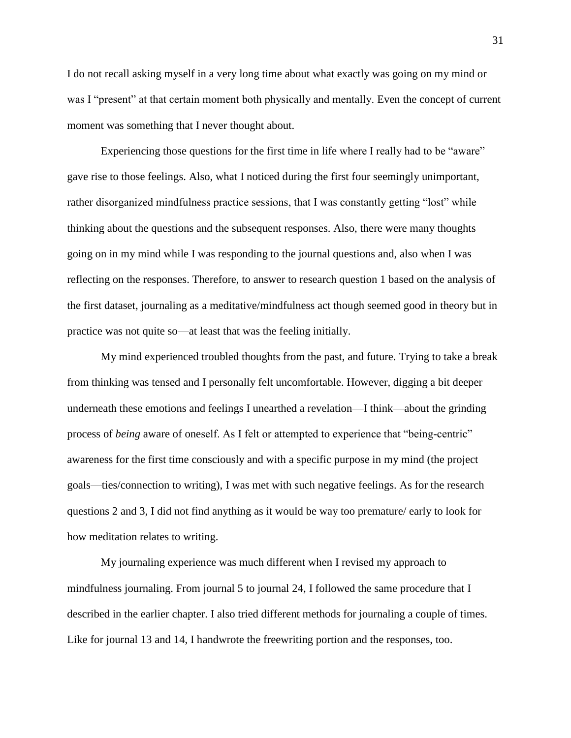I do not recall asking myself in a very long time about what exactly was going on my mind or was I "present" at that certain moment both physically and mentally. Even the concept of current moment was something that I never thought about.

Experiencing those questions for the first time in life where I really had to be "aware" gave rise to those feelings. Also, what I noticed during the first four seemingly unimportant, rather disorganized mindfulness practice sessions, that I was constantly getting "lost" while thinking about the questions and the subsequent responses. Also, there were many thoughts going on in my mind while I was responding to the journal questions and, also when I was reflecting on the responses. Therefore, to answer to research question 1 based on the analysis of the first dataset, journaling as a meditative/mindfulness act though seemed good in theory but in practice was not quite so—at least that was the feeling initially.

My mind experienced troubled thoughts from the past, and future. Trying to take a break from thinking was tensed and I personally felt uncomfortable. However, digging a bit deeper underneath these emotions and feelings I unearthed a revelation—I think—about the grinding process of *being* aware of oneself. As I felt or attempted to experience that "being-centric" awareness for the first time consciously and with a specific purpose in my mind (the project goals—ties/connection to writing), I was met with such negative feelings. As for the research questions 2 and 3, I did not find anything as it would be way too premature/ early to look for how meditation relates to writing.

My journaling experience was much different when I revised my approach to mindfulness journaling. From journal 5 to journal 24, I followed the same procedure that I described in the earlier chapter. I also tried different methods for journaling a couple of times. Like for journal 13 and 14, I handwrote the freewriting portion and the responses, too.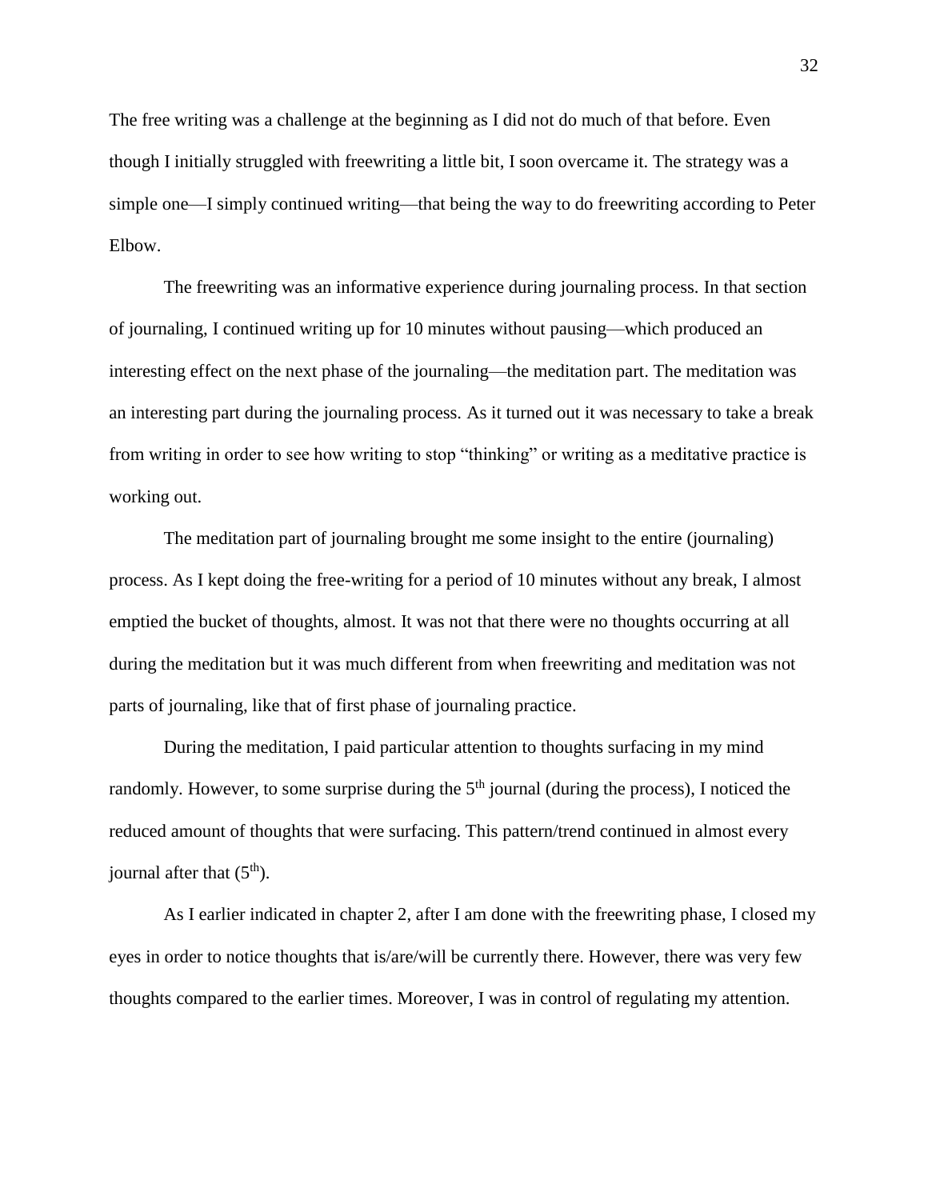The free writing was a challenge at the beginning as I did not do much of that before. Even though I initially struggled with freewriting a little bit, I soon overcame it. The strategy was a simple one—I simply continued writing—that being the way to do freewriting according to Peter Elbow.

The freewriting was an informative experience during journaling process. In that section of journaling, I continued writing up for 10 minutes without pausing—which produced an interesting effect on the next phase of the journaling—the meditation part. The meditation was an interesting part during the journaling process. As it turned out it was necessary to take a break from writing in order to see how writing to stop "thinking" or writing as a meditative practice is working out.

The meditation part of journaling brought me some insight to the entire (journaling) process. As I kept doing the free-writing for a period of 10 minutes without any break, I almost emptied the bucket of thoughts, almost. It was not that there were no thoughts occurring at all during the meditation but it was much different from when freewriting and meditation was not parts of journaling, like that of first phase of journaling practice.

During the meditation, I paid particular attention to thoughts surfacing in my mind randomly. However, to some surprise during the 5th journal (during the process), I noticed the reduced amount of thoughts that were surfacing. This pattern/trend continued in almost every journal after that (5th).

As I earlier indicated in chapter 2, after I am done with the freewriting phase, I closed my eyes in order to notice thoughts that is/are/will be currently there. However, there was very few thoughts compared to the earlier times. Moreover, I was in control of regulating my attention.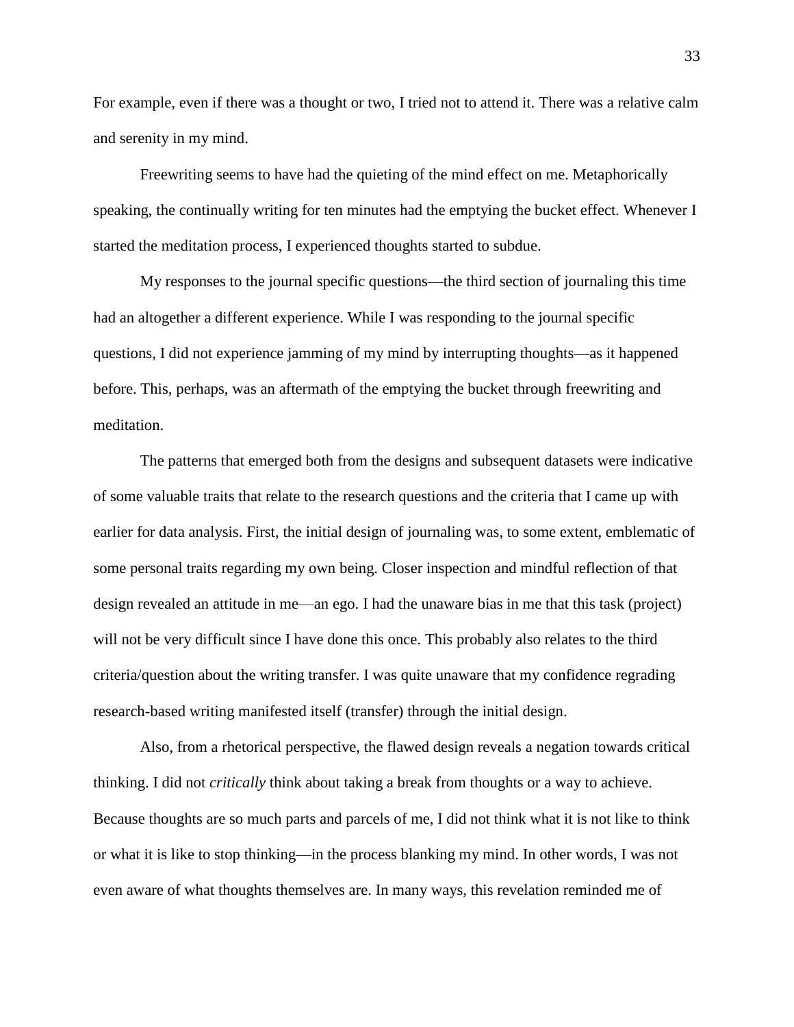For example, even if there was a thought or two, I tried not to attend it. There was a relative calm and serenity in my mind.

Freewriting seems to have had the quieting of the mind effect on me. Metaphorically speaking, the continually writing for ten minutes had the emptying the bucket effect. Whenever I started the meditation process, I experienced thoughts started to subdue.

My responses to the journal specific questions—the third section of journaling this time had an altogether a different experience. While I was responding to the journal specific questions, I did not experience jamming of my mind by interrupting thoughts—as it happened before. This, perhaps, was an aftermath of the emptying the bucket through freewriting and meditation.

The patterns that emerged both from the designs and subsequent datasets were indicative of some valuable traits that relate to the research questions and the criteria that I came up with earlier for data analysis. First, the initial design of journaling was, to some extent, emblematic of some personal traits regarding my own being. Closer inspection and mindful reflection of that design revealed an attitude in me—an ego. I had the unaware bias in me that this task (project) will not be very difficult since I have done this once. This probably also relates to the third criteria/question about the writing transfer. I was quite unaware that my confidence regrading research-based writing manifested itself (transfer) through the initial design.

Also, from a rhetorical perspective, the flawed design reveals a negation towards critical thinking. I did not *critically* think about taking a break from thoughts or a way to achieve. Because thoughts are so much parts and parcels of me, I did not think what it is not like to think or what it is like to stop thinking—in the process blanking my mind. In other words, I was not even aware of what thoughts themselves are. In many ways, this revelation reminded me of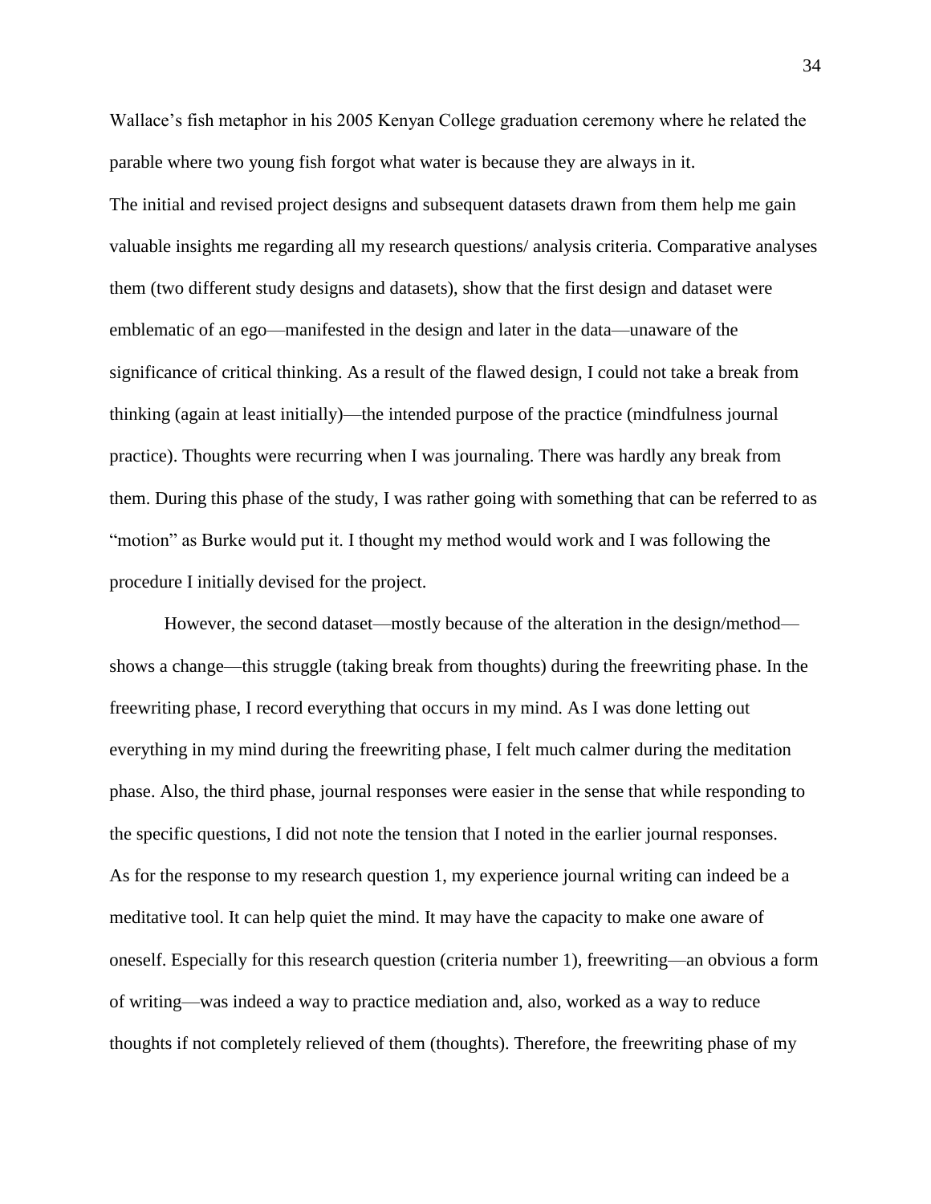Wallace's fish metaphor in his 2005 Kenyan College graduation ceremony where he related the parable where two young fish forgot what water is because they are always in it.

The initial and revised project designs and subsequent datasets drawn from them help me gain valuable insights me regarding all my research questions/ analysis criteria. Comparative analyses them (two different study designs and datasets), show that the first design and dataset were emblematic of an ego—manifested in the design and later in the data—unaware of the significance of critical thinking. As a result of the flawed design, I could not take a break from thinking (again at least initially)—the intended purpose of the practice (mindfulness journal practice). Thoughts were recurring when I was journaling. There was hardly any break from them. During this phase of the study, I was rather going with something that can be referred to as "motion" as Burke would put it. I thought my method would work and I was following the procedure I initially devised for the project.

However, the second dataset—mostly because of the alteration in the design/method—shows a change—this struggle (taking break from thoughts) during the freewriting phase. In the freewriting phase, I record everything that occurs in my mind. As I was done letting out everything in my mind during the freewriting phase, I felt much calmer during the meditation phase. Also, the third phase, journal responses were easier in the sense that while responding to the specific questions, I did not note the tension that I noted in the earlier journal responses.

As for the response to my research question 1, my experience journal writing can indeed be a meditative tool. It can help quiet the mind. It may have the capacity to make one aware of oneself. Especially for this research question (criteria number 1), freewriting—an obvious a form of writing—was indeed a way to practice mediation and, also, worked as a way to reduce thoughts if not completely relieved of them (thoughts). Therefore, the freewriting phase of my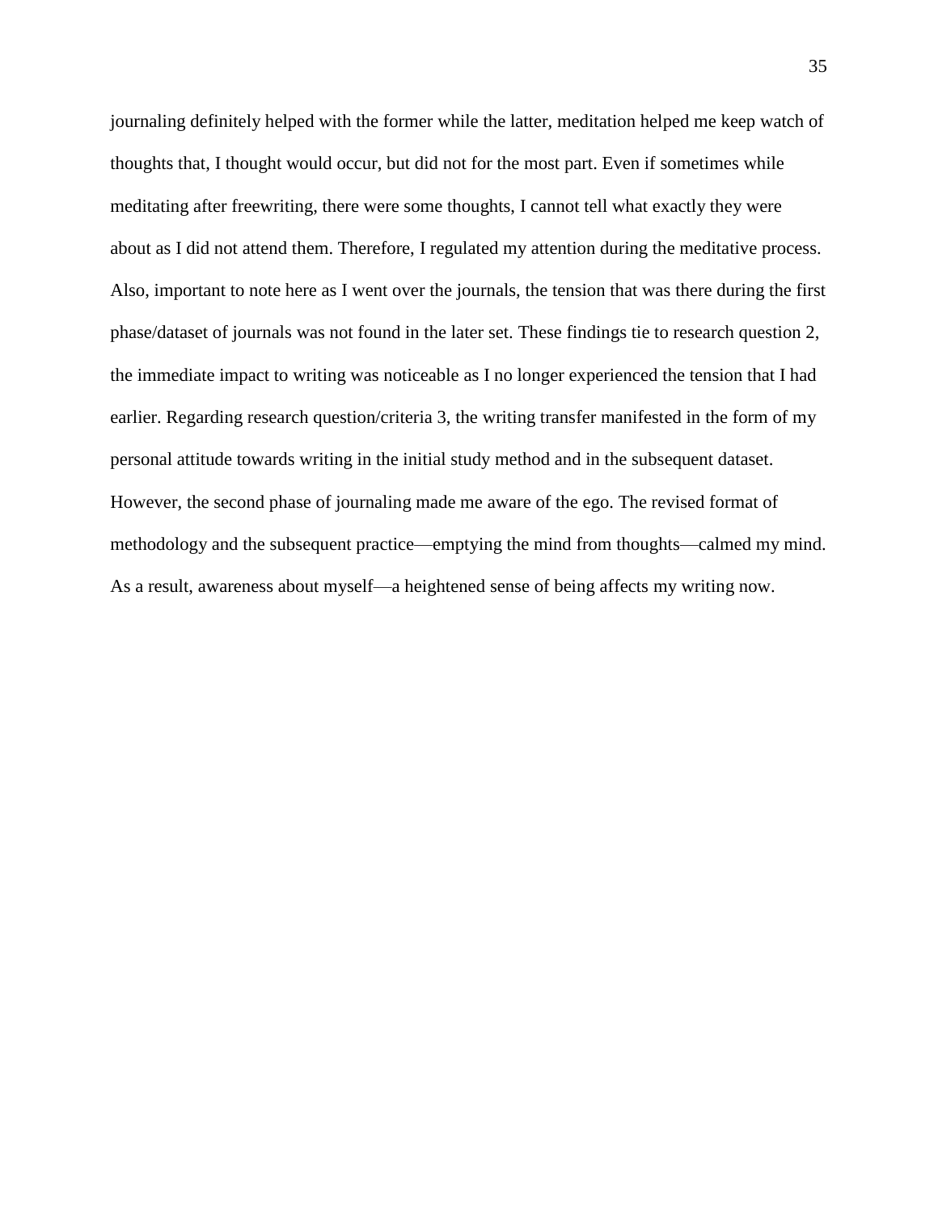journaling definitely helped with the former while the latter, meditation helped me keep watch of thoughts that, I thought would occur, but did not for the most part. Even if sometimes while meditating after freewriting, there were some thoughts, I cannot tell what exactly they were about as I did not attend them. Therefore, I regulated my attention during the meditative process. Also, important to note here as I went over the journals, the tension that was there during the first phase/dataset of journals was not found in the later set. These findings tie to research question 2, the immediate impact to writing was noticeable as I no longer experienced the tension that I had earlier. Regarding research question/criteria 3, the writing transfer manifested in the form of my personal attitude towards writing in the initial study method and in the subsequent dataset. However, the second phase of journaling made me aware of the ego. The revised format of methodology and the subsequent practice—emptying the mind from thoughts—calmed my mind. As a result, awareness about myself—a heightened sense of being affects my writing now.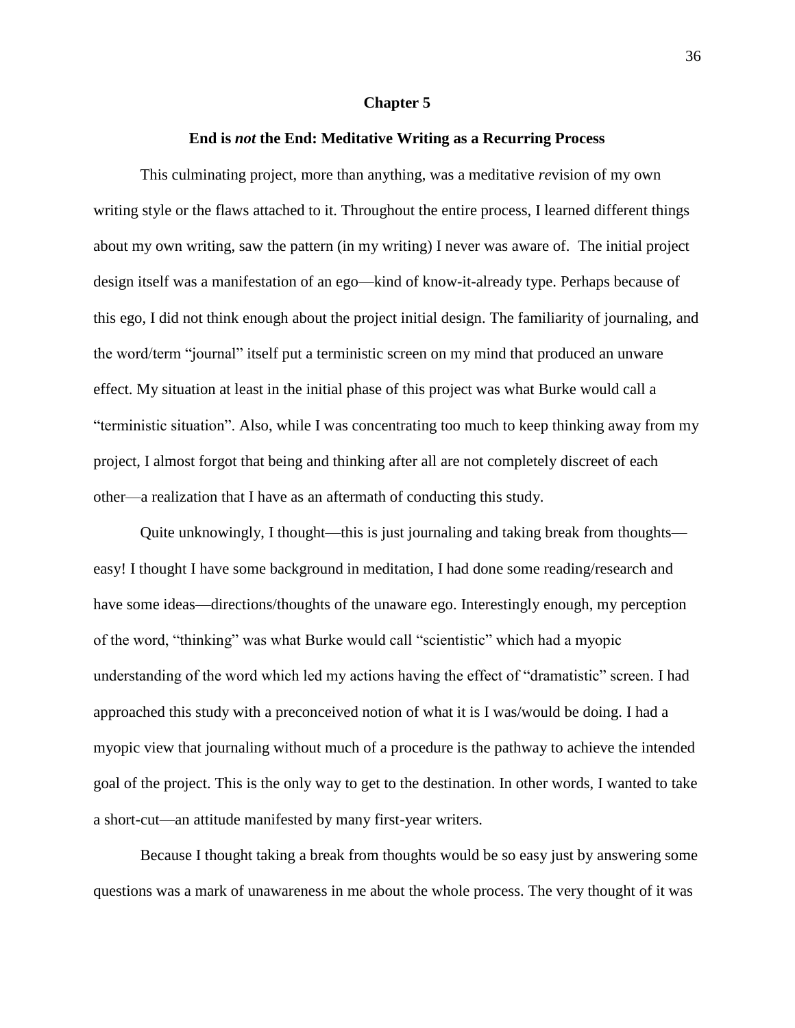# Chapter 5

## End is *not* the End: Meditative Writing as a Recurring Process

This culminating project, more than anything, was a meditative *re*vision of my own writing style or the flaws attached to it. Throughout the entire process, I learned different things about my own writing, saw the pattern (in my writing) I never was aware of. The initial project design itself was a manifestation of an ego—kind of know-it-already type. Perhaps because of this ego, I did not think enough about the project initial design. The familiarity of journaling, and the word/term "journal" itself put a terministic screen on my mind that produced an unware effect. My situation at least in the initial phase of this project was what Burke would call a "terministic situation". Also, while I was concentrating too much to keep thinking away from my project, I almost forgot that being and thinking after all are not completely discreet of each other—a realization that I have as an aftermath of conducting this study.

Quite unknowingly, I thought—this is just journaling and taking break from thoughts—easy! I thought I have some background in meditation, I had done some reading/research and have some ideas—directions/thoughts of the unaware ego. Interestingly enough, my perception of the word, "thinking" was what Burke would call "scientistic" which had a myopic understanding of the word which led my actions having the effect of "dramatistic" screen. I had approached this study with a preconceived notion of what it is I was/would be doing. I had a myopic view that journaling without much of a procedure is the pathway to achieve the intended goal of the project. This is the only way to get to the destination. In other words, I wanted to take a short-cut—an attitude manifested by many first-year writers.

Because I thought taking a break from thoughts would be so easy just by answering some questions was a mark of unawareness in me about the whole process. The very thought of it was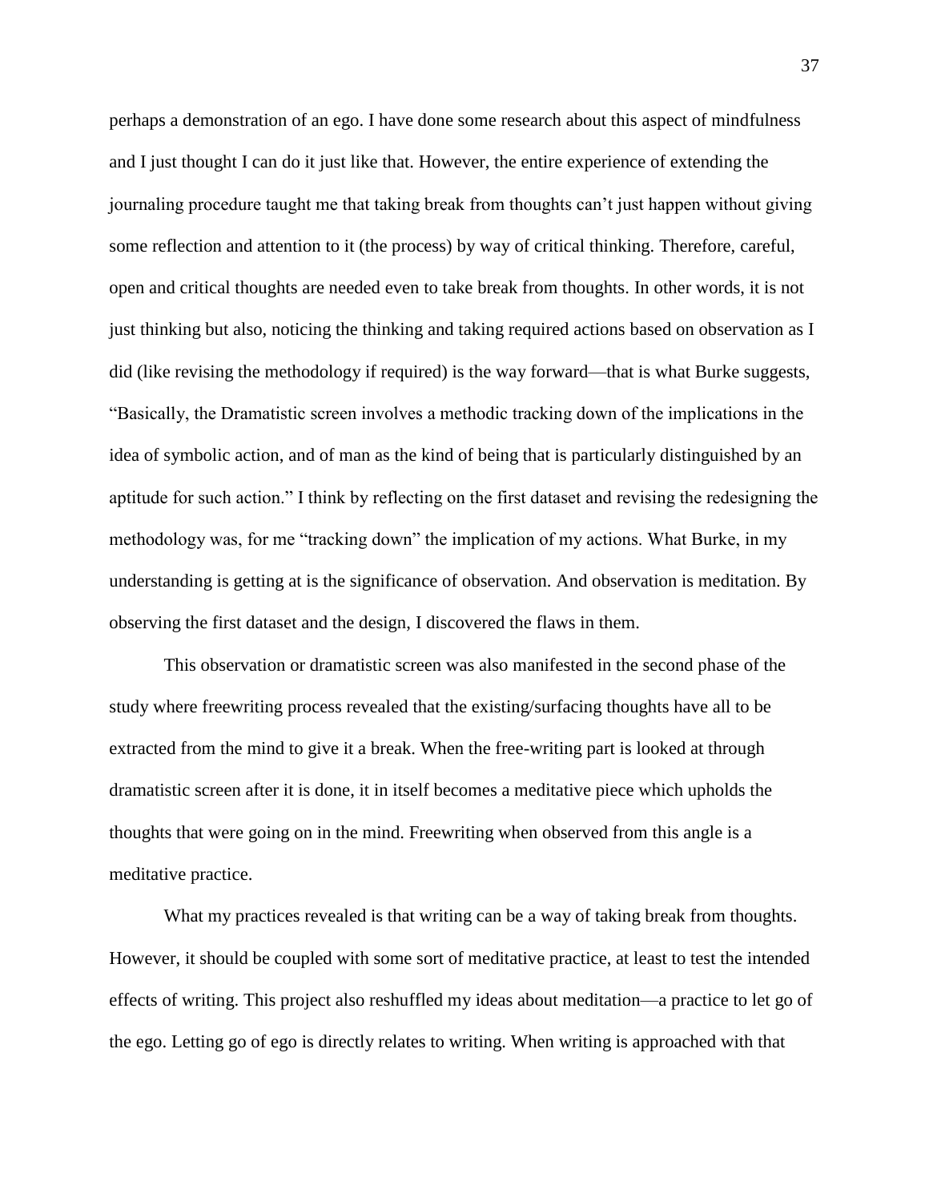perhaps a demonstration of an ego. I have done some research about this aspect of mindfulness and I just thought I can do it just like that. However, the entire experience of extending the journaling procedure taught me that taking break from thoughts can't just happen without giving some reflection and attention to it (the process) by way of critical thinking. Therefore, careful, open and critical thoughts are needed even to take break from thoughts. In other words, it is not just thinking but also, noticing the thinking and taking required actions based on observation as I did (like revising the methodology if required) is the way forward—that is what Burke suggests, "Basically, the Dramatistic screen involves a methodic tracking down of the implications in the idea of symbolic action, and of man as the kind of being that is particularly distinguished by an aptitude for such action." I think by reflecting on the first dataset and revising the redesigning the methodology was, for me "tracking down" the implication of my actions. What Burke, in my understanding is getting at is the significance of observation. And observation is meditation. By observing the first dataset and the design, I discovered the flaws in them.

This observation or dramatistic screen was also manifested in the second phase of the study where freewriting process revealed that the existing/surfacing thoughts have all to be extracted from the mind to give it a break. When the free-writing part is looked at through dramatistic screen after it is done, it in itself becomes a meditative piece which upholds the thoughts that were going on in the mind. Freewriting when observed from this angle is a meditative practice.

What my practices revealed is that writing can be a way of taking break from thoughts. However, it should be coupled with some sort of meditative practice, at least to test the intended effects of writing. This project also reshuffled my ideas about meditation—a practice to let go of the ego. Letting go of ego is directly relates to writing. When writing is approached with that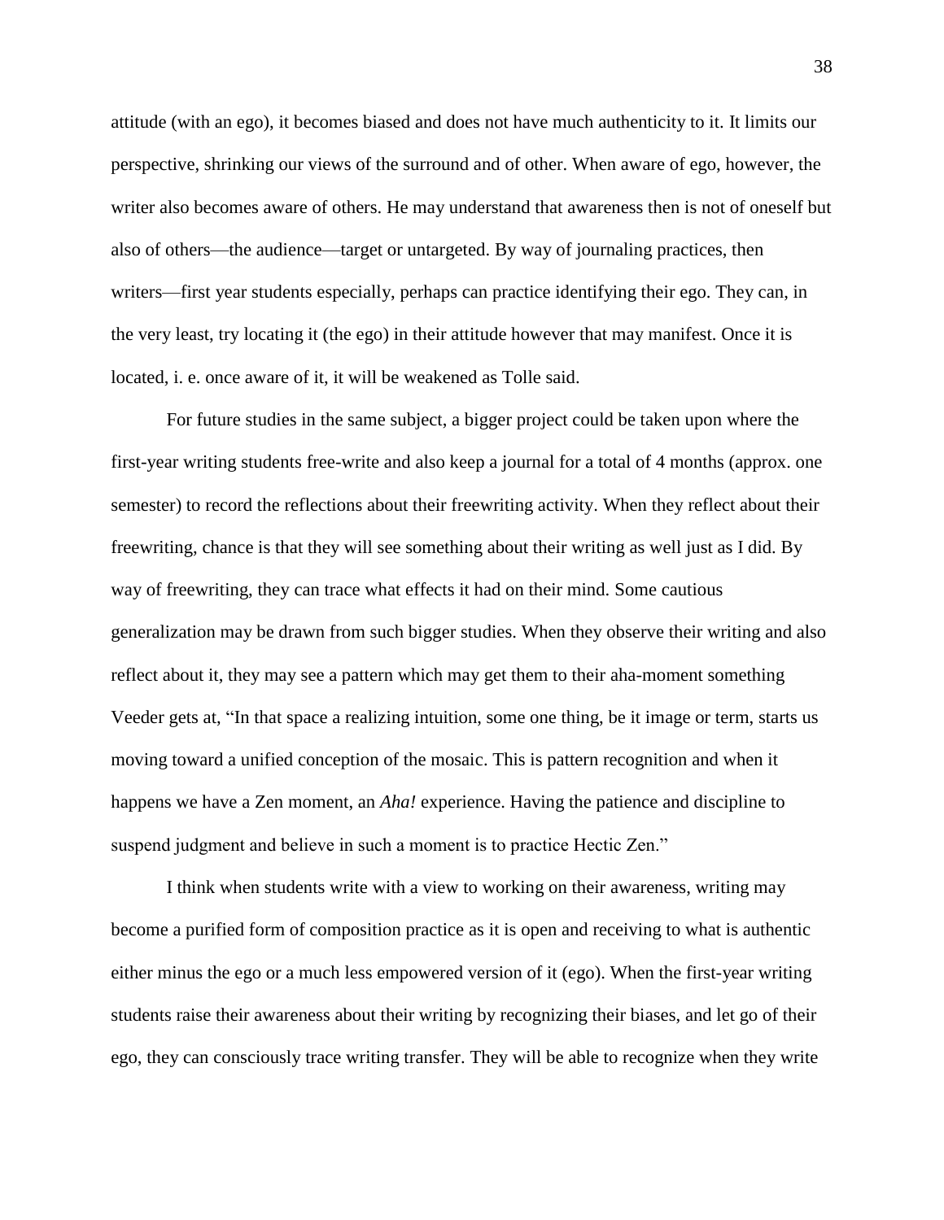attitude (with an ego), it becomes biased and does not have much authenticity to it. It limits our perspective, shrinking our views of the surround and of other. When aware of ego, however, the writer also becomes aware of others. He may understand that awareness then is not of oneself but also of others—the audience—target or untargeted. By way of journaling practices, then writers—first year students especially, perhaps can practice identifying their ego. They can, in the very least, try locating it (the ego) in their attitude however that may manifest. Once it is located, i. e. once aware of it, it will be weakened as Tolle said.

For future studies in the same subject, a bigger project could be taken upon where the first-year writing students free-write and also keep a journal for a total of 4 months (approx. one semester) to record the reflections about their freewriting activity. When they reflect about their freewriting, chance is that they will see something about their writing as well just as I did. By way of freewriting, they can trace what effects it had on their mind. Some cautious generalization may be drawn from such bigger studies. When they observe their writing and also reflect about it, they may see a pattern which may get them to their aha-moment something Veeder gets at, "In that space a realizing intuition, some one thing, be it image or term, starts us moving toward a unified conception of the mosaic. This is pattern recognition and when it happens we have a Zen moment, an *Aha!* experience. Having the patience and discipline to suspend judgment and believe in such a moment is to practice Hectic Zen."

I think when students write with a view to working on their awareness, writing may become a purified form of composition practice as it is open and receiving to what is authentic either minus the ego or a much less empowered version of it (ego). When the first-year writing students raise their awareness about their writing by recognizing their biases, and let go of their ego, they can consciously trace writing transfer. They will be able to recognize when they write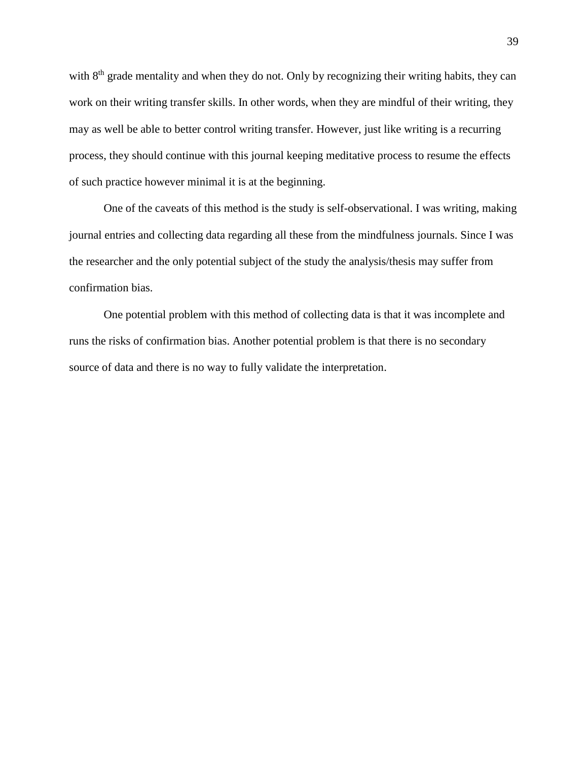with 8$^{th}$ grade mentality and when they do not. Only by recognizing their writing habits, they can work on their writing transfer skills. In other words, when they are mindful of their writing, they may as well be able to better control writing transfer. However, just like writing is a recurring process, they should continue with this journal keeping meditative process to resume the effects of such practice however minimal it is at the beginning.

One of the caveats of this method is the study is self-observational. I was writing, making journal entries and collecting data regarding all these from the mindfulness journals. Since I was the researcher and the only potential subject of the study the analysis/thesis may suffer from confirmation bias.

One potential problem with this method of collecting data is that it was incomplete and runs the risks of confirmation bias. Another potential problem is that there is no secondary source of data and there is no way to fully validate the interpretation.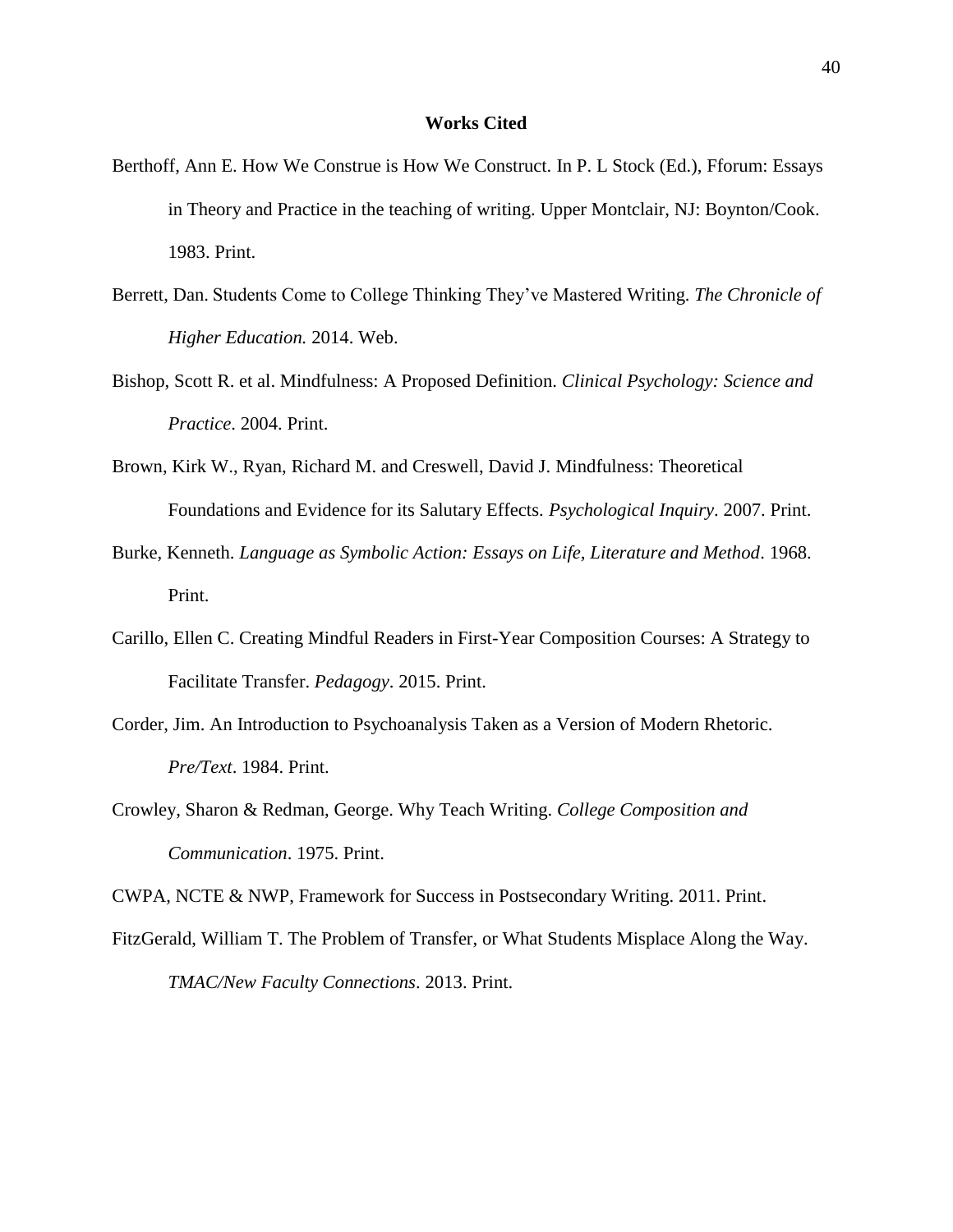**Works Cited**

Berthoff, Ann E. How We Construe is How We Construct. In P. L Stock (Ed.), Fforum: Essays in Theory and Practice in the teaching of writing. Upper Montclair, NJ: Boynton/Cook. 1983. Print.

Berrett, Dan. Students Come to College Thinking They've Mastered Writing. *The Chronicle of Higher Education.* 2014. Web.

Bishop, Scott R. et al. Mindfulness: A Proposed Definition. *Clinical Psychology: Science and Practice*. 2004. Print.

Brown, Kirk W., Ryan, Richard M. and Creswell, David J. Mindfulness: Theoretical Foundations and Evidence for its Salutary Effects. *Psychological Inquiry*. 2007. Print.

Burke, Kenneth. *Language as Symbolic Action: Essays on Life, Literature and Method*. 1968. Print.

Carillo, Ellen C. Creating Mindful Readers in First-Year Composition Courses: A Strategy to Facilitate Transfer. *Pedagogy*. 2015. Print.

Corder, Jim. An Introduction to Psychoanalysis Taken as a Version of Modern Rhetoric. *Pre/Text*. 1984. Print.

Crowley, Sharon & Redman, George. Why Teach Writing. *College Composition and Communication*. 1975. Print.

CWPA, NCTE & NWP, Framework for Success in Postsecondary Writing. 2011. Print.

FitzGerald, William T. The Problem of Transfer, or What Students Misplace Along the Way. *TMAC/New Faculty Connections*. 2013. Print.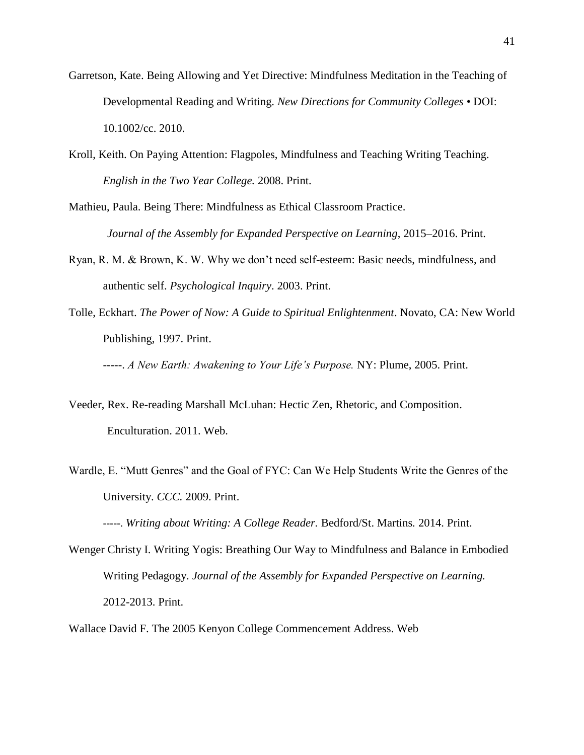Garretson, Kate. Being Allowing and Yet Directive: Mindfulness Meditation in the Teaching of Developmental Reading and Writing. *New Directions for Community Colleges* • DOI: 10.1002/cc. 2010.

Kroll, Keith. On Paying Attention: Flagpoles, Mindfulness and Teaching Writing Teaching. *English in the Two Year College.* 2008. Print.

Mathieu, Paula. Being There: Mindfulness as Ethical Classroom Practice. *Journal of the Assembly for Expanded Perspective on Learning*, 2015–2016. Print.

Ryan, R. M. & Brown, K. W. Why we don't need self-esteem: Basic needs, mindfulness, and authentic self. *Psychological Inquiry*. 2003. Print.

Tolle, Eckhart. *The Power of Now: A Guide to Spiritual Enlightenment*. Novato, CA: New World Publishing, 1997. Print.

-----. *A New Earth: Awakening to Your Life's Purpose.* NY: Plume, 2005. Print.

Veeder, Rex. Re-reading Marshall McLuhan: Hectic Zen, Rhetoric, and Composition. Enculturation. 2011. Web.

Wardle, E. "Mutt Genres" and the Goal of FYC: Can We Help Students Write the Genres of the University. *CCC.* 2009. Print.

-----. *Writing about Writing: A College Reader.* Bedford/St. Martins. 2014. Print.

Wenger Christy I. Writing Yogis: Breathing Our Way to Mindfulness and Balance in Embodied Writing Pedagogy. *Journal of the Assembly for Expanded Perspective on Learning.* 2012-2013. Print.

Wallace David F. The 2005 Kenyon College Commencement Address. Web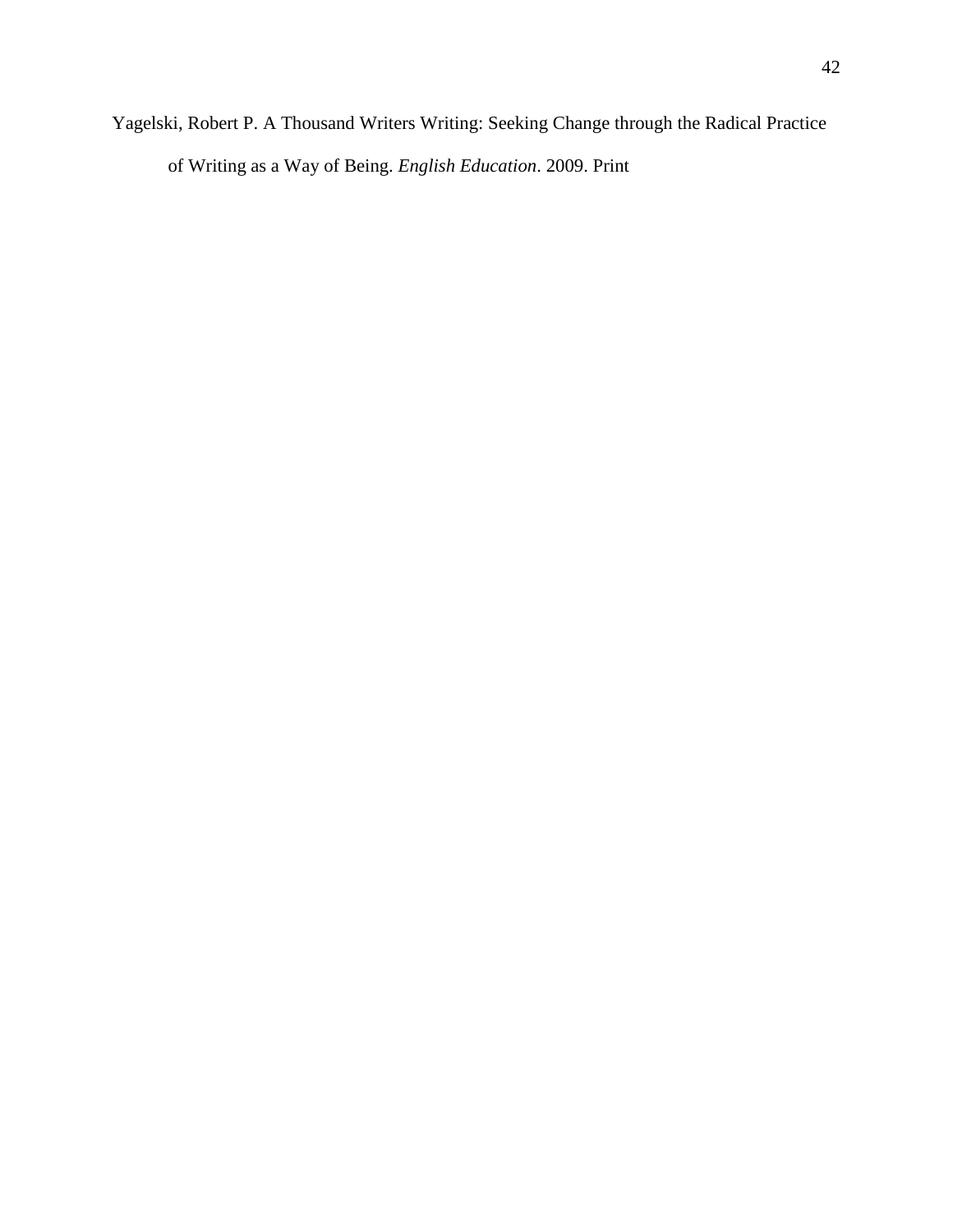Yagelski, Robert P. A Thousand Writers Writing: Seeking Change through the Radical Practice of Writing as a Way of Being. *English Education*. 2009. Print